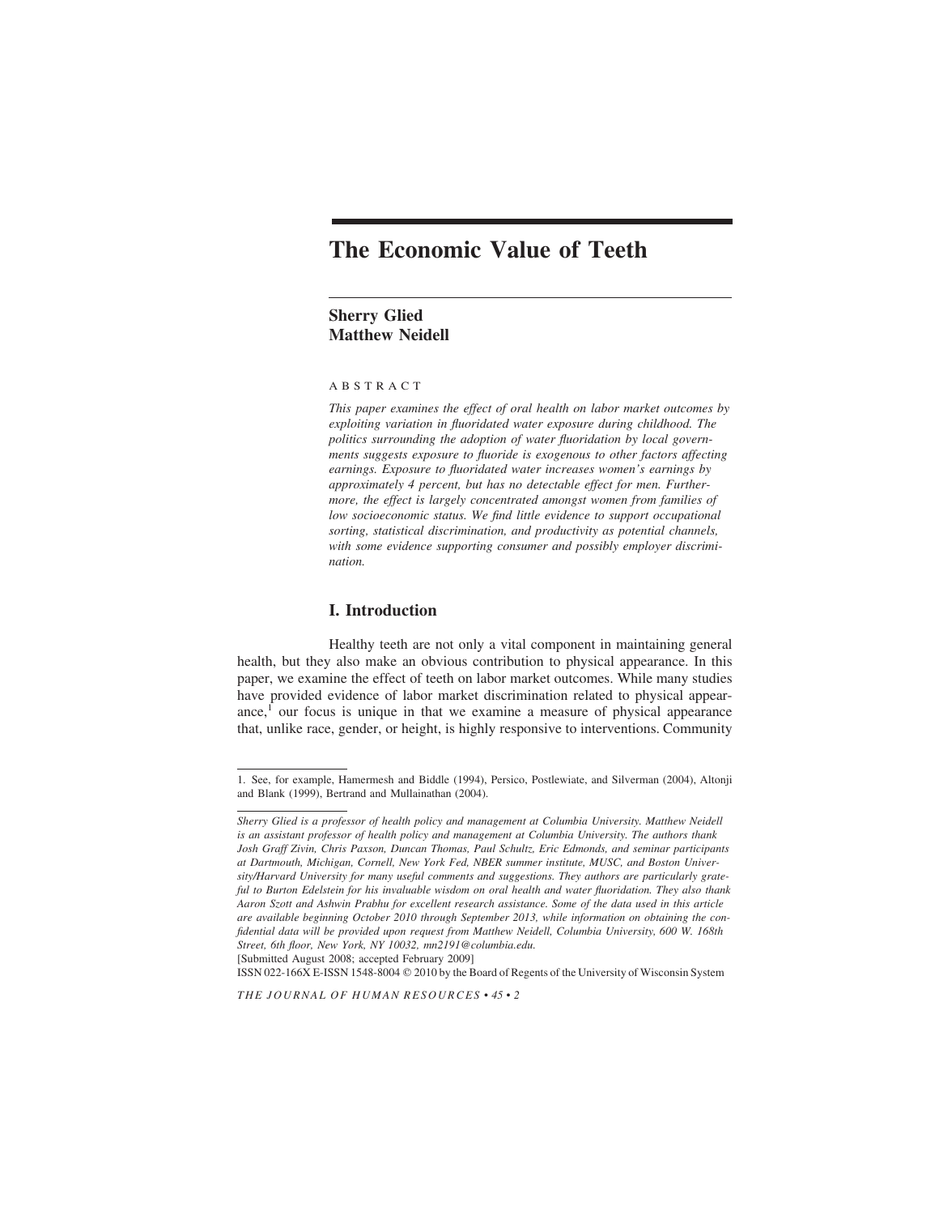# The Economic Value of Teeth

**Sherry Glied**
**Matthew Neidell**

ABSTRACT

*This paper examines the effect of oral health on labor market outcomes by exploiting variation in fluoridated water exposure during childhood. The politics surrounding the adoption of water fluoridation by local governments suggests exposure to fluoride is exogenous to other factors affecting earnings. Exposure to fluoridated water increases women's earnings by approximately 4 percent, but has no detectable effect for men. Furthermore, the effect is largely concentrated amongst women from families of low socioeconomic status. We find little evidence to support occupational sorting, statistical discrimination, and productivity as potential channels, with some evidence supporting consumer and possibly employer discrimination.*

## I. Introduction

Healthy teeth are not only a vital component in maintaining general health, but they also make an obvious contribution to physical appearance. In this paper, we examine the effect of teeth on labor market outcomes. While many studies have provided evidence of labor market discrimination related to physical appearance,[1] our focus is unique in that we examine a measure of physical appearance that, unlike race, gender, or height, is highly responsive to interventions. Community

---

1. See, for example, Hamermesh and Biddle (1994), Persico, Postlewiate, and Silverman (2004), Altonji and Blank (1999), Bertrand and Mullainathan (2004).

---

*Sherry Glied is a professor of health policy and management at Columbia University. Matthew Neidell is an assistant professor of health policy and management at Columbia University. The authors thank Josh Graff Zivin, Chris Paxson, Duncan Thomas, Paul Schultz, Eric Edmonds, and seminar participants at Dartmouth, Michigan, Cornell, New York Fed, NBER summer institute, MUSC, and Boston University/Harvard University for many useful comments and suggestions. They authors are particularly grateful to Burton Edelstein for his invaluable wisdom on oral health and water fluoridation. They also thank Aaron Szott and Ashwin Prabhu for excellent research assistance. Some of the data used in this article are available beginning October 2010 through September 2013, while information on obtaining the confidential data will be provided upon request from Matthew Neidell, Columbia University, 600 W. 168th Street, 6th floor, New York, NY 10032, mn2191@columbia.edu.*

[Submitted August 2008; accepted February 2009]

ISSN 022-166X E-ISSN 1548-8004 © 2010 by the Board of Regents of the University of Wisconsin System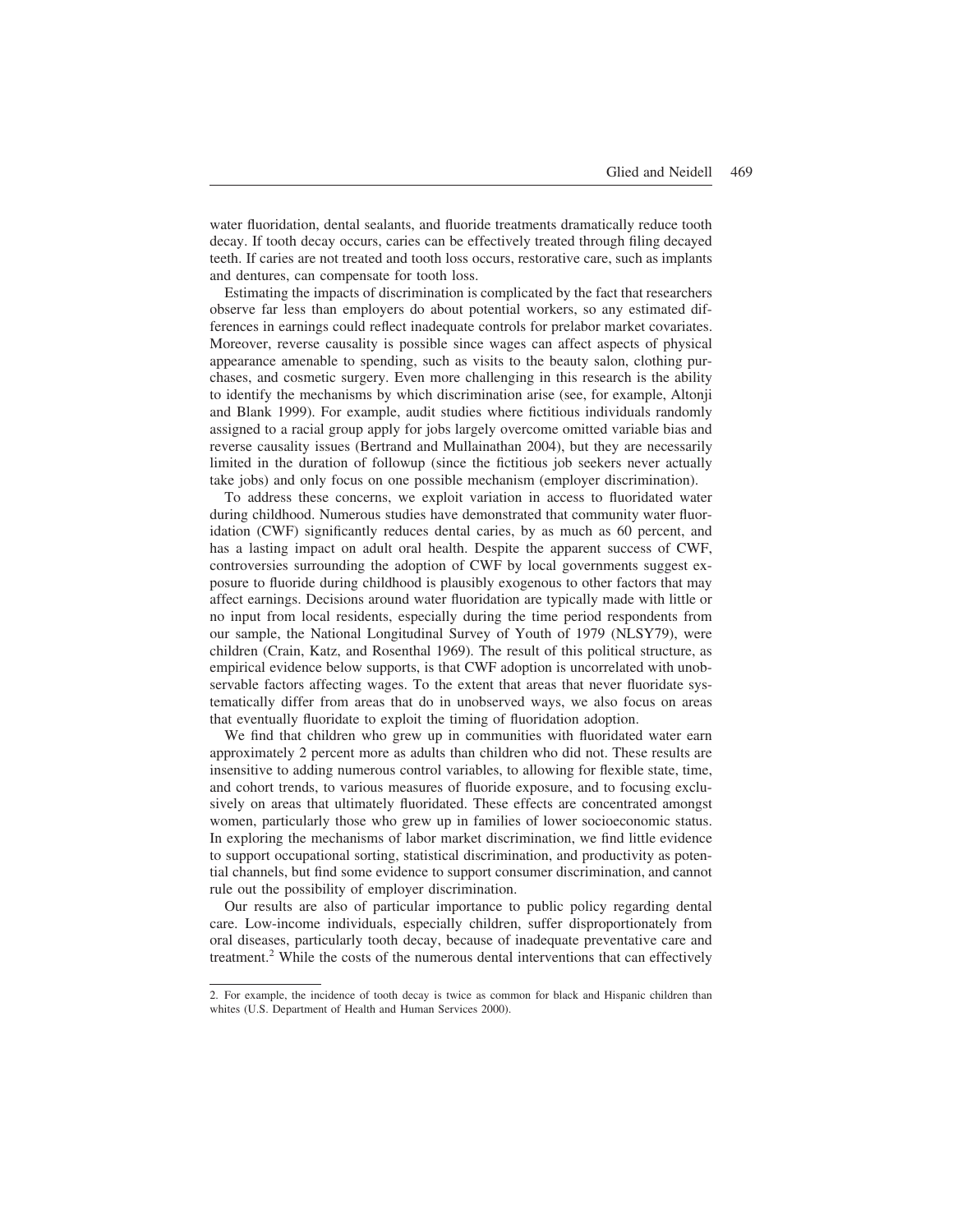water fluoridation, dental sealants, and fluoride treatments dramatically reduce tooth decay. If tooth decay occurs, caries can be effectively treated through filing decayed teeth. If caries are not treated and tooth loss occurs, restorative care, such as implants and dentures, can compensate for tooth loss.

Estimating the impacts of discrimination is complicated by the fact that researchers observe far less than employers do about potential workers, so any estimated differences in earnings could reflect inadequate controls for prelabor market covariates. Moreover, reverse causality is possible since wages can affect aspects of physical appearance amenable to spending, such as visits to the beauty salon, clothing purchases, and cosmetic surgery. Even more challenging in this research is the ability to identify the mechanisms by which discrimination arise (see, for example, Altonji and Blank 1999). For example, audit studies where fictitious individuals randomly assigned to a racial group apply for jobs largely overcome omitted variable bias and reverse causality issues (Bertrand and Mullainathan 2004), but they are necessarily limited in the duration of followup (since the fictitious job seekers never actually take jobs) and only focus on one possible mechanism (employer discrimination).

To address these concerns, we exploit variation in access to fluoridated water during childhood. Numerous studies have demonstrated that community water fluoridation (CWF) significantly reduces dental caries, by as much as 60 percent, and has a lasting impact on adult oral health. Despite the apparent success of CWF, controversies surrounding the adoption of CWF by local governments suggest exposure to fluoride during childhood is plausibly exogenous to other factors that may affect earnings. Decisions around water fluoridation are typically made with little or no input from local residents, especially during the time period respondents from our sample, the National Longitudinal Survey of Youth of 1979 (NLSY79), were children (Crain, Katz, and Rosenthal 1969). The result of this political structure, as empirical evidence below supports, is that CWF adoption is uncorrelated with unobservable factors affecting wages. To the extent that areas that never fluoridate systematically differ from areas that do in unobserved ways, we also focus on areas that eventually fluoridate to exploit the timing of fluoridation adoption.

We find that children who grew up in communities with fluoridated water earn approximately 2 percent more as adults than children who did not. These results are insensitive to adding numerous control variables, to allowing for flexible state, time, and cohort trends, to various measures of fluoride exposure, and to focusing exclusively on areas that ultimately fluoridated. These effects are concentrated amongst women, particularly those who grew up in families of lower socioeconomic status. In exploring the mechanisms of labor market discrimination, we find little evidence to support occupational sorting, statistical discrimination, and productivity as potential channels, but find some evidence to support consumer discrimination, and cannot rule out the possibility of employer discrimination.

Our results are also of particular importance to public policy regarding dental care. Low-income individuals, especially children, suffer disproportionately from oral diseases, particularly tooth decay, because of inadequate preventative care and treatment.[2] While the costs of the numerous dental interventions that can effectively

2. For example, the incidence of tooth decay is twice as common for black and Hispanic children than whites (U.S. Department of Health and Human Services 2000).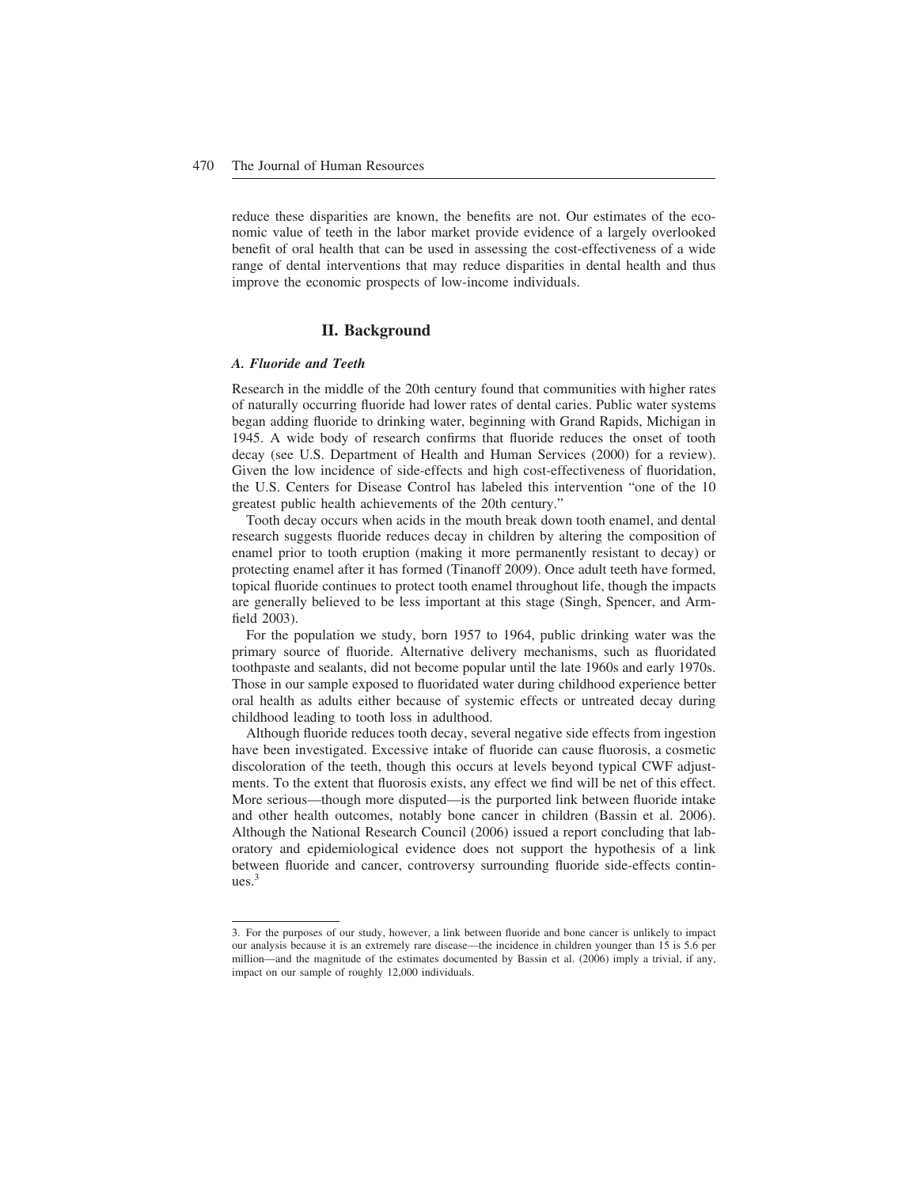reduce these disparities are known, the benefits are not. Our estimates of the economic value of teeth in the labor market provide evidence of a largely overlooked benefit of oral health that can be used in assessing the cost-effectiveness of a wide range of dental interventions that may reduce disparities in dental health and thus improve the economic prospects of low-income individuals.

## II. Background

### *A. Fluoride and Teeth*

Research in the middle of the 20th century found that communities with higher rates of naturally occurring fluoride had lower rates of dental caries. Public water systems began adding fluoride to drinking water, beginning with Grand Rapids, Michigan in 1945. A wide body of research confirms that fluoride reduces the onset of tooth decay (see U.S. Department of Health and Human Services (2000) for a review). Given the low incidence of side-effects and high cost-effectiveness of fluoridation, the U.S. Centers for Disease Control has labeled this intervention "one of the 10 greatest public health achievements of the 20th century."

Tooth decay occurs when acids in the mouth break down tooth enamel, and dental research suggests fluoride reduces decay in children by altering the composition of enamel prior to tooth eruption (making it more permanently resistant to decay) or protecting enamel after it has formed (Tinanoff 2009). Once adult teeth have formed, topical fluoride continues to protect tooth enamel throughout life, though the impacts are generally believed to be less important at this stage (Singh, Spencer, and Armfield 2003).

For the population we study, born 1957 to 1964, public drinking water was the primary source of fluoride. Alternative delivery mechanisms, such as fluoridated toothpaste and sealants, did not become popular until the late 1960s and early 1970s. Those in our sample exposed to fluoridated water during childhood experience better oral health as adults either because of systemic effects or untreated decay during childhood leading to tooth loss in adulthood.

Although fluoride reduces tooth decay, several negative side effects from ingestion have been investigated. Excessive intake of fluoride can cause fluorosis, a cosmetic discoloration of the teeth, though this occurs at levels beyond typical CWF adjustments. To the extent that fluorosis exists, any effect we find will be net of this effect. More serious—though more disputed—is the purported link between fluoride intake and other health outcomes, notably bone cancer in children (Bassin et al. 2006). Although the National Research Council (2006) issued a report concluding that laboratory and epidemiological evidence does not support the hypothesis of a link between fluoride and cancer, controversy surrounding fluoride side-effects continues.[3]

---

3. For the purposes of our study, however, a link between fluoride and bone cancer is unlikely to impact our analysis because it is an extremely rare disease—the incidence in children younger than 15 is 5.6 per million—and the magnitude of the estimates documented by Bassin et al. (2006) imply a trivial, if any, impact on our sample of roughly 12,000 individuals.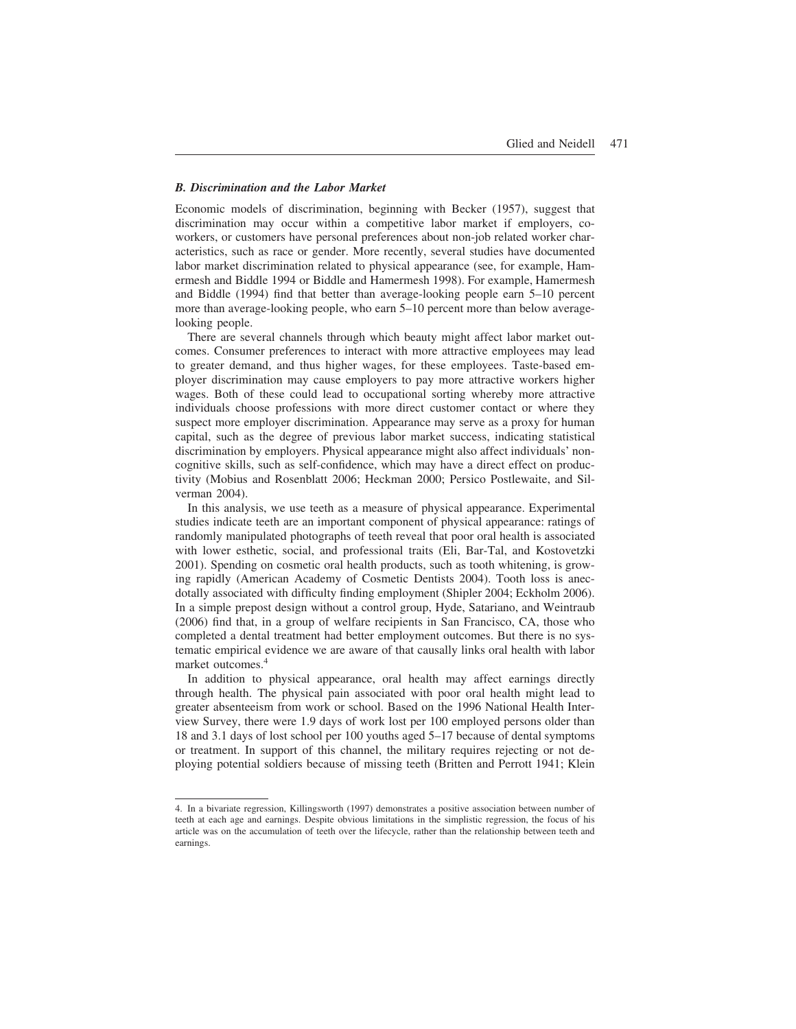### *B. Discrimination and the Labor Market*

Economic models of discrimination, beginning with Becker (1957), suggest that discrimination may occur within a competitive labor market if employers, co-workers, or customers have personal preferences about non-job related worker characteristics, such as race or gender. More recently, several studies have documented labor market discrimination related to physical appearance (see, for example, Hamermesh and Biddle 1994 or Biddle and Hamermesh 1998). For example, Hamermesh and Biddle (1994) find that better than average-looking people earn 5–10 percent more than average-looking people, who earn 5–10 percent more than below average-looking people.

There are several channels through which beauty might affect labor market outcomes. Consumer preferences to interact with more attractive employees may lead to greater demand, and thus higher wages, for these employees. Taste-based employer discrimination may cause employers to pay more attractive workers higher wages. Both of these could lead to occupational sorting whereby more attractive individuals choose professions with more direct customer contact or where they suspect more employer discrimination. Appearance may serve as a proxy for human capital, such as the degree of previous labor market success, indicating statistical discrimination by employers. Physical appearance might also affect individuals' non-cognitive skills, such as self-confidence, which may have a direct effect on productivity (Mobius and Rosenblatt 2006; Heckman 2000; Persico Postlewaite, and Silverman 2004).

In this analysis, we use teeth as a measure of physical appearance. Experimental studies indicate teeth are an important component of physical appearance: ratings of randomly manipulated photographs of teeth reveal that poor oral health is associated with lower esthetic, social, and professional traits (Eli, Bar-Tal, and Kostovetzki 2001). Spending on cosmetic oral health products, such as tooth whitening, is growing rapidly (American Academy of Cosmetic Dentists 2004). Tooth loss is anecdotally associated with difficulty finding employment (Shipler 2004; Eckholm 2006). In a simple prepost design without a control group, Hyde, Satariano, and Weintraub (2006) find that, in a group of welfare recipients in San Francisco, CA, those who completed a dental treatment had better employment outcomes. But there is no systematic empirical evidence we are aware of that causally links oral health with labor market outcomes.[4]

In addition to physical appearance, oral health may affect earnings directly through health. The physical pain associated with poor oral health might lead to greater absenteeism from work or school. Based on the 1996 National Health Interview Survey, there were 1.9 days of work lost per 100 employed persons older than 18 and 3.1 days of lost school per 100 youths aged 5–17 because of dental symptoms or treatment. In support of this channel, the military requires rejecting or not deploying potential soldiers because of missing teeth (Britten and Perrott 1941; Klein

4. In a bivariate regression, Killingsworth (1997) demonstrates a positive association between number of teeth at each age and earnings. Despite obvious limitations in the simplistic regression, the focus of his article was on the accumulation of teeth over the lifecycle, rather than the relationship between teeth and earnings.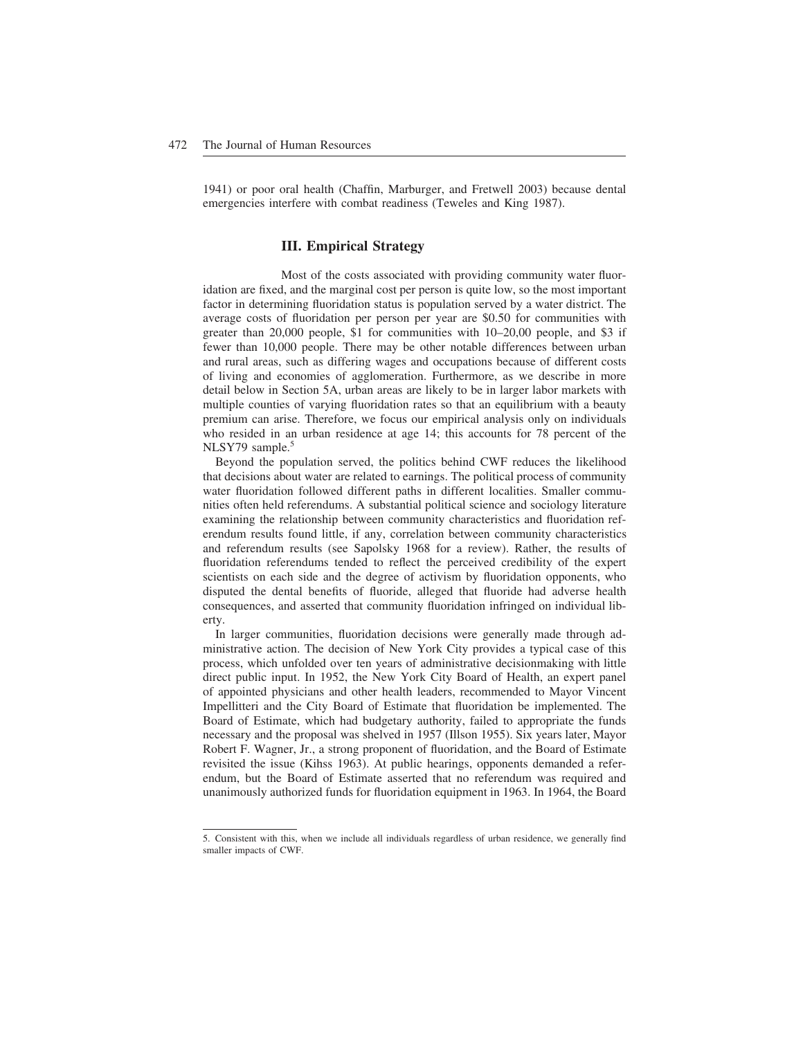1941) or poor oral health (Chaffin, Marburger, and Fretwell 2003) because dental emergencies interfere with combat readiness (Teweles and King 1987).

## III. Empirical Strategy

Most of the costs associated with providing community water fluoridation are fixed, and the marginal cost per person is quite low, so the most important factor in determining fluoridation status is population served by a water district. The average costs of fluoridation per person per year are \$0.50 for communities with greater than 20,000 people, \$1 for communities with 10–20,00 people, and \$3 if fewer than 10,000 people. There may be other notable differences between urban and rural areas, such as differing wages and occupations because of different costs of living and economies of agglomeration. Furthermore, as we describe in more detail below in Section 5A, urban areas are likely to be in larger labor markets with multiple counties of varying fluoridation rates so that an equilibrium with a beauty premium can arise. Therefore, we focus our empirical analysis only on individuals who resided in an urban residence at age 14; this accounts for 78 percent of the NLSY79 sample.[5]

Beyond the population served, the politics behind CWF reduces the likelihood that decisions about water are related to earnings. The political process of community water fluoridation followed different paths in different localities. Smaller communities often held referendums. A substantial political science and sociology literature examining the relationship between community characteristics and fluoridation referendum results found little, if any, correlation between community characteristics and referendum results (see Sapolsky 1968 for a review). Rather, the results of fluoridation referendums tended to reflect the perceived credibility of the expert scientists on each side and the degree of activism by fluoridation opponents, who disputed the dental benefits of fluoride, alleged that fluoride had adverse health consequences, and asserted that community fluoridation infringed on individual liberty.

In larger communities, fluoridation decisions were generally made through administrative action. The decision of New York City provides a typical case of this process, which unfolded over ten years of administrative decisionmaking with little direct public input. In 1952, the New York City Board of Health, an expert panel of appointed physicians and other health leaders, recommended to Mayor Vincent Impellitteri and the City Board of Estimate that fluoridation be implemented. The Board of Estimate, which had budgetary authority, failed to appropriate the funds necessary and the proposal was shelved in 1957 (Illson 1955). Six years later, Mayor Robert F. Wagner, Jr., a strong proponent of fluoridation, and the Board of Estimate revisited the issue (Kihss 1963). At public hearings, opponents demanded a referendum, but the Board of Estimate asserted that no referendum was required and unanimously authorized funds for fluoridation equipment in 1963. In 1964, the Board

5. Consistent with this, when we include all individuals regardless of urban residence, we generally find smaller impacts of CWF.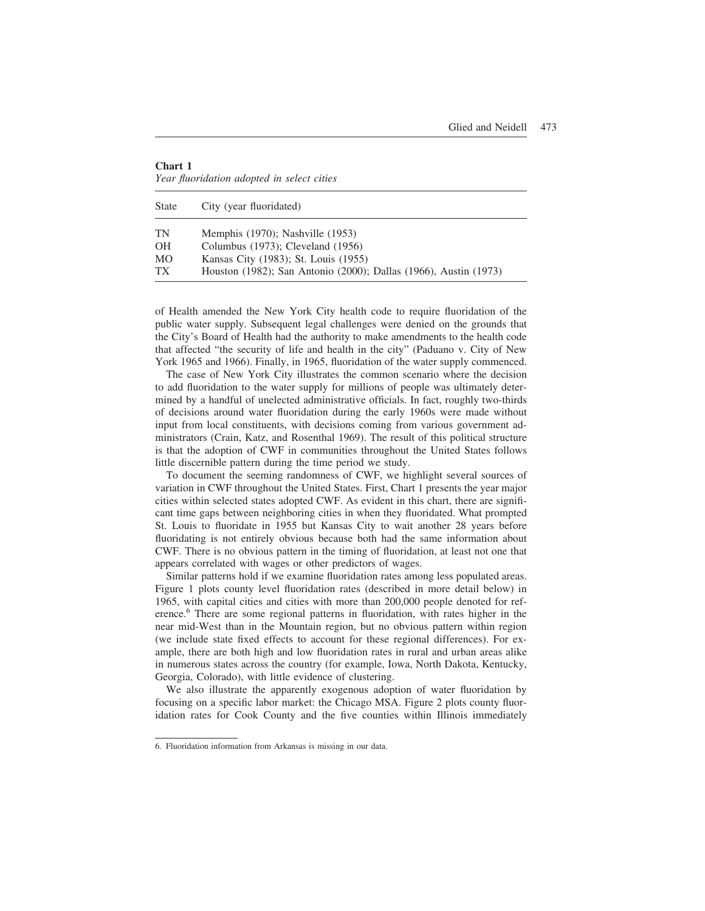**Chart 1**
*Year fluoridation adopted in select cities*

| State | City (year fluoridated) |
|---|---|
| TN | Memphis (1970); Nashville (1953) |
| OH | Columbus (1973); Cleveland (1956) |
| MO | Kansas City (1983); St. Louis (1955) |
| TX | Houston (1982); San Antonio (2000); Dallas (1966), Austin (1973) |

of Health amended the New York City health code to require fluoridation of the public water supply. Subsequent legal challenges were denied on the grounds that the City's Board of Health had the authority to make amendments to the health code that affected "the security of life and health in the city" (Paduano v. City of New York 1965 and 1966). Finally, in 1965, fluoridation of the water supply commenced.

The case of New York City illustrates the common scenario where the decision to add fluoridation to the water supply for millions of people was ultimately determined by a handful of unelected administrative officials. In fact, roughly two-thirds of decisions around water fluoridation during the early 1960s were made without input from local constituents, with decisions coming from various government administrators (Crain, Katz, and Rosenthal 1969). The result of this political structure is that the adoption of CWF in communities throughout the United States follows little discernible pattern during the time period we study.

To document the seeming randomness of CWF, we highlight several sources of variation in CWF throughout the United States. First, Chart 1 presents the year major cities within selected states adopted CWF. As evident in this chart, there are significant time gaps between neighboring cities in when they fluoridated. What prompted St. Louis to fluoridate in 1955 but Kansas City to wait another 28 years before fluoridating is not entirely obvious because both had the same information about CWF. There is no obvious pattern in the timing of fluoridation, at least not one that appears correlated with wages or other predictors of wages.

Similar patterns hold if we examine fluoridation rates among less populated areas. Figure 1 plots county level fluoridation rates (described in more detail below) in 1965, with capital cities and cities with more than 200,000 people denoted for reference.[6] There are some regional patterns in fluoridation, with rates higher in the near mid-West than in the Mountain region, but no obvious pattern within region (we include state fixed effects to account for these regional differences). For example, there are both high and low fluoridation rates in rural and urban areas alike in numerous states across the country (for example, Iowa, North Dakota, Kentucky, Georgia, Colorado), with little evidence of clustering.

We also illustrate the apparently exogenous adoption of water fluoridation by focusing on a specific labor market: the Chicago MSA. Figure 2 plots county fluoridation rates for Cook County and the five counties within Illinois immediately

6. Fluoridation information from Arkansas is missing in our data.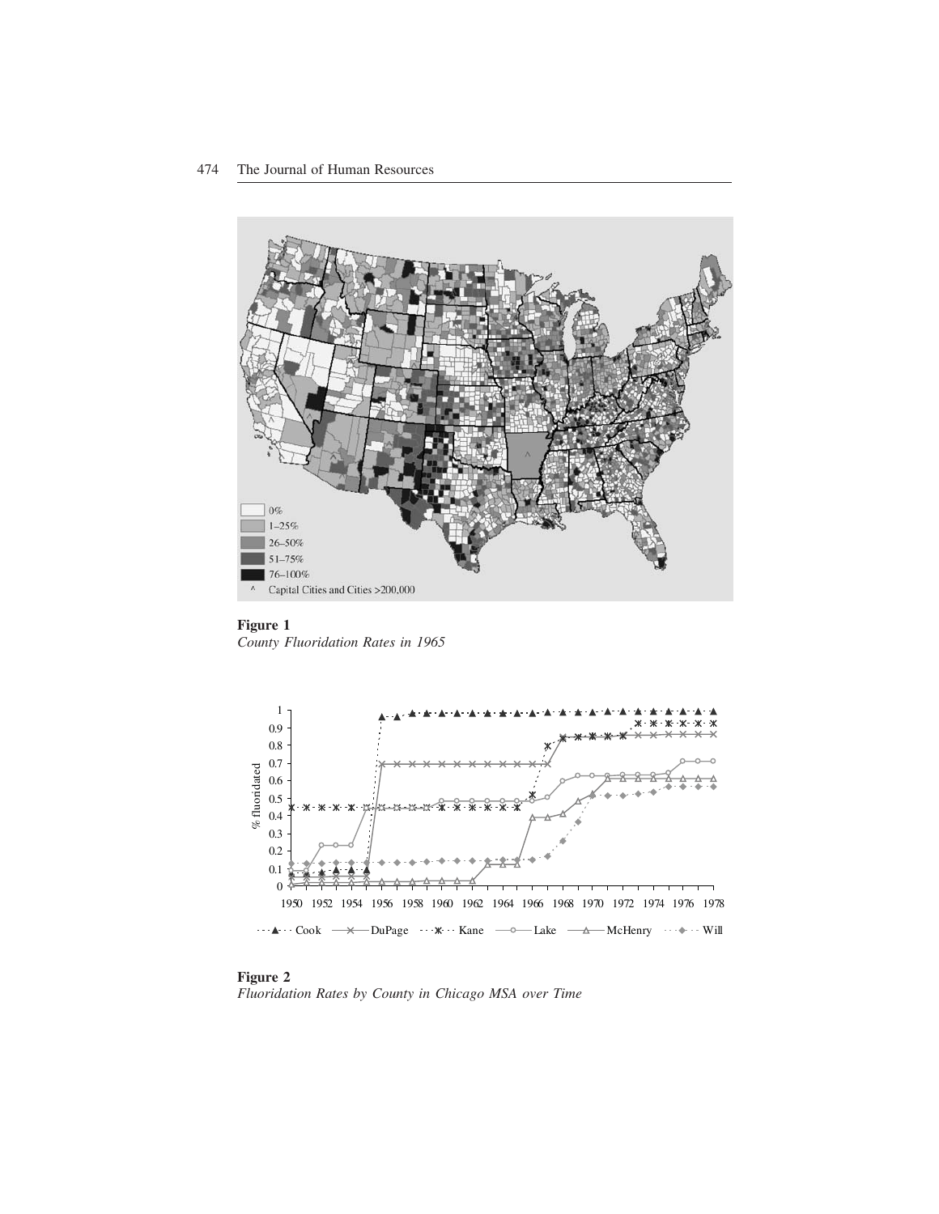**Figure 1**
*County Fluoridation Rates in 1965*

**Figure 2**
*Fluoridation Rates by County in Chicago MSA over Time*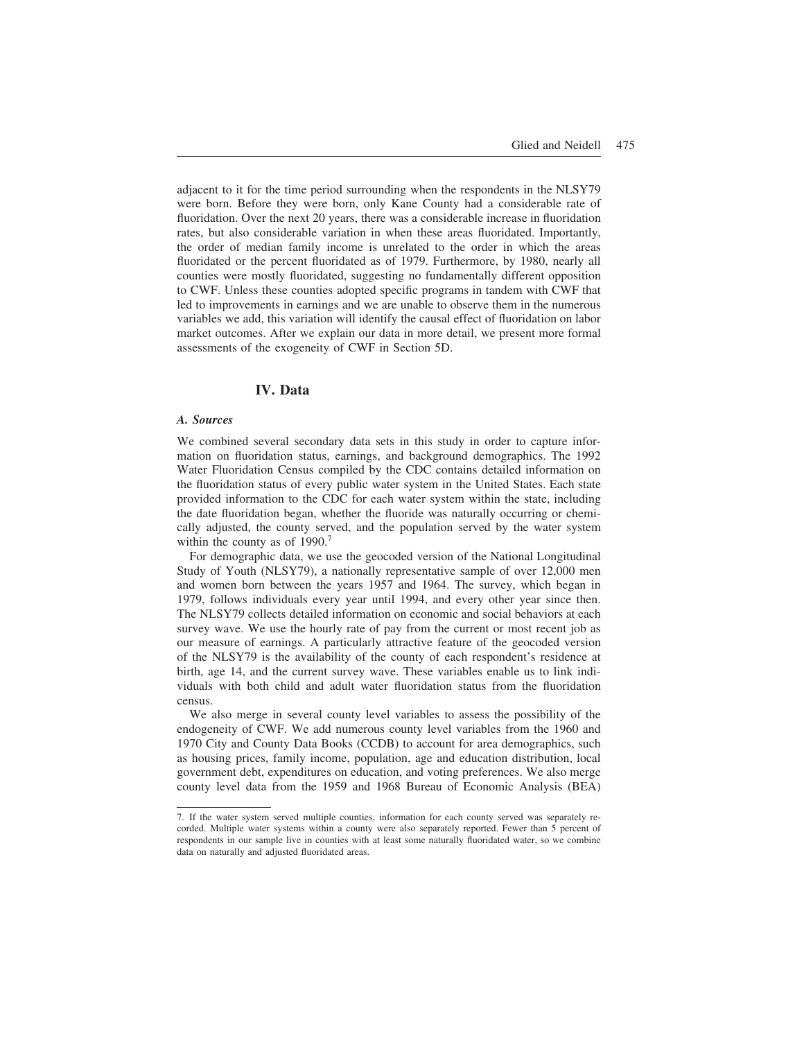adjacent to it for the time period surrounding when the respondents in the NLSY79 were born. Before they were born, only Kane County had a considerable rate of fluoridation. Over the next 20 years, there was a considerable increase in fluoridation rates, but also considerable variation in when these areas fluoridated. Importantly, the order of median family income is unrelated to the order in which the areas fluoridated or the percent fluoridated as of 1979. Furthermore, by 1980, nearly all counties were mostly fluoridated, suggesting no fundamentally different opposition to CWF. Unless these counties adopted specific programs in tandem with CWF that led to improvements in earnings and we are unable to observe them in the numerous variables we add, this variation will identify the causal effect of fluoridation on labor market outcomes. After we explain our data in more detail, we present more formal assessments of the exogeneity of CWF in Section 5D.

## IV. Data

### *A. Sources*

We combined several secondary data sets in this study in order to capture information on fluoridation status, earnings, and background demographics. The 1992 Water Fluoridation Census compiled by the CDC contains detailed information on the fluoridation status of every public water system in the United States. Each state provided information to the CDC for each water system within the state, including the date fluoridation began, whether the fluoride was naturally occurring or chemically adjusted, the county served, and the population served by the water system within the county as of 1990.[7]

For demographic data, we use the geocoded version of the National Longitudinal Study of Youth (NLSY79), a nationally representative sample of over 12,000 men and women born between the years 1957 and 1964. The survey, which began in 1979, follows individuals every year until 1994, and every other year since then. The NLSY79 collects detailed information on economic and social behaviors at each survey wave. We use the hourly rate of pay from the current or most recent job as our measure of earnings. A particularly attractive feature of the geocoded version of the NLSY79 is the availability of the county of each respondent's residence at birth, age 14, and the current survey wave. These variables enable us to link individuals with both child and adult water fluoridation status from the fluoridation census.

We also merge in several county level variables to assess the possibility of the endogeneity of CWF. We add numerous county level variables from the 1960 and 1970 City and County Data Books (CCDB) to account for area demographics, such as housing prices, family income, population, age and education distribution, local government debt, expenditures on education, and voting preferences. We also merge county level data from the 1959 and 1968 Bureau of Economic Analysis (BEA)

---

7. If the water system served multiple counties, information for each county served was separately recorded. Multiple water systems within a county were also separately reported. Fewer than 5 percent of respondents in our sample live in counties with at least some naturally fluoridated water, so we combine data on naturally and adjusted fluoridated areas.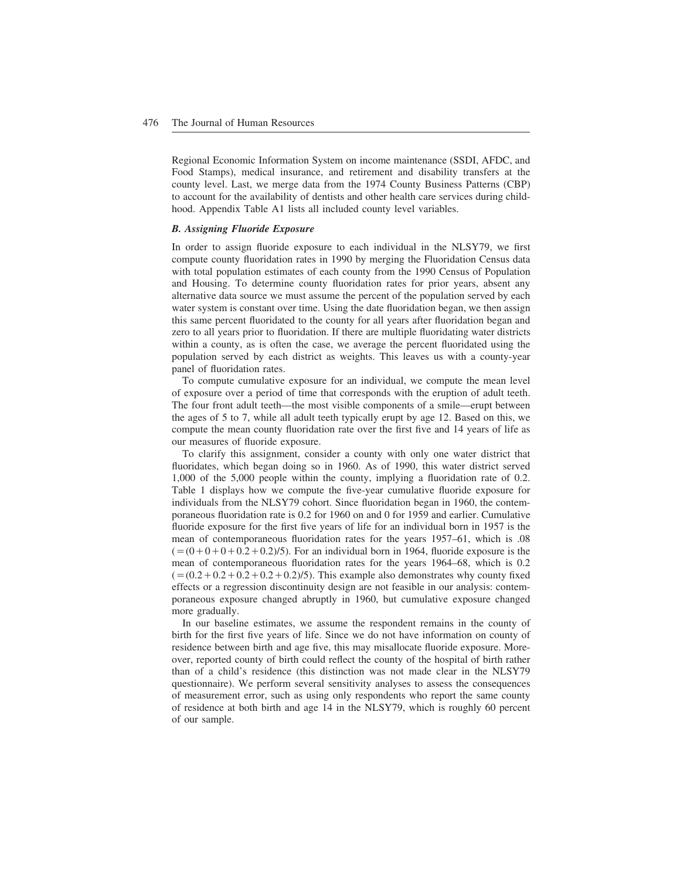Regional Economic Information System on income maintenance (SSDI, AFDC, and Food Stamps), medical insurance, and retirement and disability transfers at the county level. Last, we merge data from the 1974 County Business Patterns (CBP) to account for the availability of dentists and other health care services during childhood. Appendix Table A1 lists all included county level variables.

### *B. Assigning Fluoride Exposure*

In order to assign fluoride exposure to each individual in the NLSY79, we first compute county fluoridation rates in 1990 by merging the Fluoridation Census data with total population estimates of each county from the 1990 Census of Population and Housing. To determine county fluoridation rates for prior years, absent any alternative data source we must assume the percent of the population served by each water system is constant over time. Using the date fluoridation began, we then assign this same percent fluoridated to the county for all years after fluoridation began and zero to all years prior to fluoridation. If there are multiple fluoridating water districts within a county, as is often the case, we average the percent fluoridated using the population served by each district as weights. This leaves us with a county-year panel of fluoridation rates.

To compute cumulative exposure for an individual, we compute the mean level of exposure over a period of time that corresponds with the eruption of adult teeth. The four front adult teeth—the most visible components of a smile—erupt between the ages of 5 to 7, while all adult teeth typically erupt by age 12. Based on this, we compute the mean county fluoridation rate over the first five and 14 years of life as our measures of fluoride exposure.

To clarify this assignment, consider a county with only one water district that fluoridates, which began doing so in 1960. As of 1990, this water district served 1,000 of the 5,000 people within the county, implying a fluoridation rate of 0.2. Table 1 displays how we compute the five-year cumulative fluoride exposure for individuals from the NLSY79 cohort. Since fluoridation began in 1960, the contemporaneous fluoridation rate is 0.2 for 1960 on and 0 for 1959 and earlier. Cumulative fluoride exposure for the first five years of life for an individual born in 1957 is the mean of contemporaneous fluoridation rates for the years 1957–61, which is .08 $(=(0+0+0+0.2+0.2)/5)$. For an individual born in 1964, fluoride exposure is the mean of contemporaneous fluoridation rates for the years 1964–68, which is 0.2 $(=(0.2+0.2+0.2+0.2+0.2)/5)$. This example also demonstrates why county fixed effects or a regression discontinuity design are not feasible in our analysis: contemporaneous exposure changed abruptly in 1960, but cumulative exposure changed more gradually.

In our baseline estimates, we assume the respondent remains in the county of birth for the first five years of life. Since we do not have information on county of residence between birth and age five, this may misallocate fluoride exposure. Moreover, reported county of birth could reflect the county of the hospital of birth rather than of a child's residence (this distinction was not made clear in the NLSY79 questionnaire). We perform several sensitivity analyses to assess the consequences of measurement error, such as using only respondents who report the same county of residence at both birth and age 14 in the NLSY79, which is roughly 60 percent of our sample.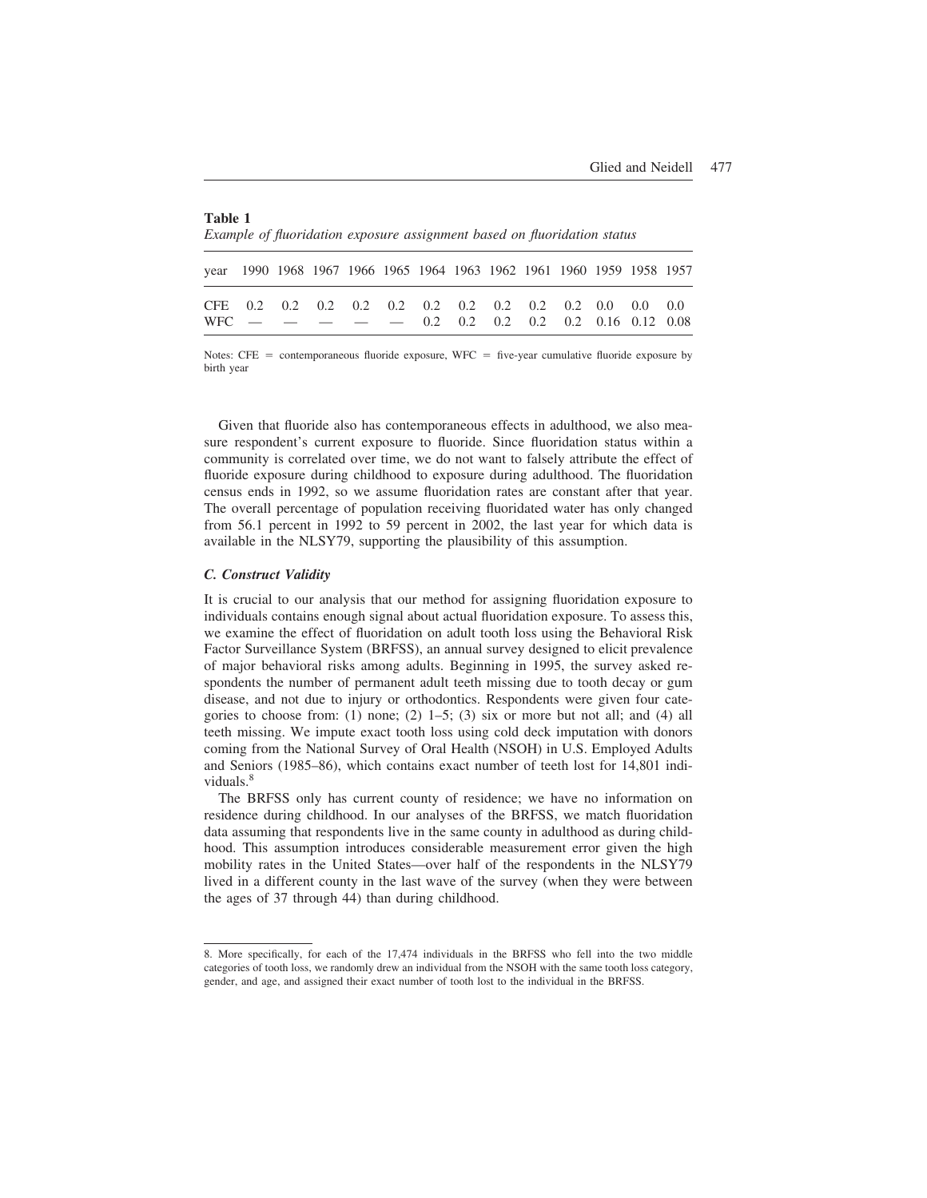**Table 1**

*Example of fluoridation exposure assignment based on fluoridation status*

| year | 1990 | 1968 | 1967 | 1966 | 1965 | 1964 | 1963 | 1962 | 1961 | 1960 | 1959 | 1958 | 1957 |
|---|---|---|---|---|---|---|---|---|---|---|---|---|---|
| CFE | 0.2 | 0.2 | 0.2 | 0.2 | 0.2 | 0.2 | 0.2 | 0.2 | 0.2 | 0.2 | 0.0 | 0.0 | 0.0 |
| WFC | — | — | — | — | — | — | 0.2 | 0.2 | 0.2 | 0.2 | 0.2 | 0.16 | 0.12 | 0.08 |

Notes: CFE = contemporaneous fluoride exposure, WFC = five-year cumulative fluoride exposure by birth year

Given that fluoride also has contemporaneous effects in adulthood, we also measure respondent's current exposure to fluoride. Since fluoridation status within a community is correlated over time, we do not want to falsely attribute the effect of fluoride exposure during childhood to exposure during adulthood. The fluoridation census ends in 1992, so we assume fluoridation rates are constant after that year. The overall percentage of population receiving fluoridated water has only changed from 56.1 percent in 1992 to 59 percent in 2002, the last year for which data is available in the NLSY79, supporting the plausibility of this assumption.

### *C. Construct Validity*

It is crucial to our analysis that our method for assigning fluoridation exposure to individuals contains enough signal about actual fluoridation exposure. To assess this, we examine the effect of fluoridation on adult tooth loss using the Behavioral Risk Factor Surveillance System (BRFSS), an annual survey designed to elicit prevalence of major behavioral risks among adults. Beginning in 1995, the survey asked respondents the number of permanent adult teeth missing due to tooth decay or gum disease, and not due to injury or orthodontics. Respondents were given four categories to choose from: (1) none; (2) 1–5; (3) six or more but not all; and (4) all teeth missing. We impute exact tooth loss using cold deck imputation with donors coming from the National Survey of Oral Health (NSOH) in U.S. Employed Adults and Seniors (1985–86), which contains exact number of teeth lost for 14,801 individuals.[8]

The BRFSS only has current county of residence; we have no information on residence during childhood. In our analyses of the BRFSS, we match fluoridation data assuming that respondents live in the same county in adulthood as during childhood. This assumption introduces considerable measurement error given the high mobility rates in the United States—over half of the respondents in the NLSY79 lived in a different county in the last wave of the survey (when they were between the ages of 37 through 44) than during childhood.

8. More specifically, for each of the 17,474 individuals in the BRFSS who fell into the two middle categories of tooth loss, we randomly drew an individual from the NSOH with the same tooth loss category, gender, and age, and assigned their exact number of tooth lost to the individual in the BRFSS.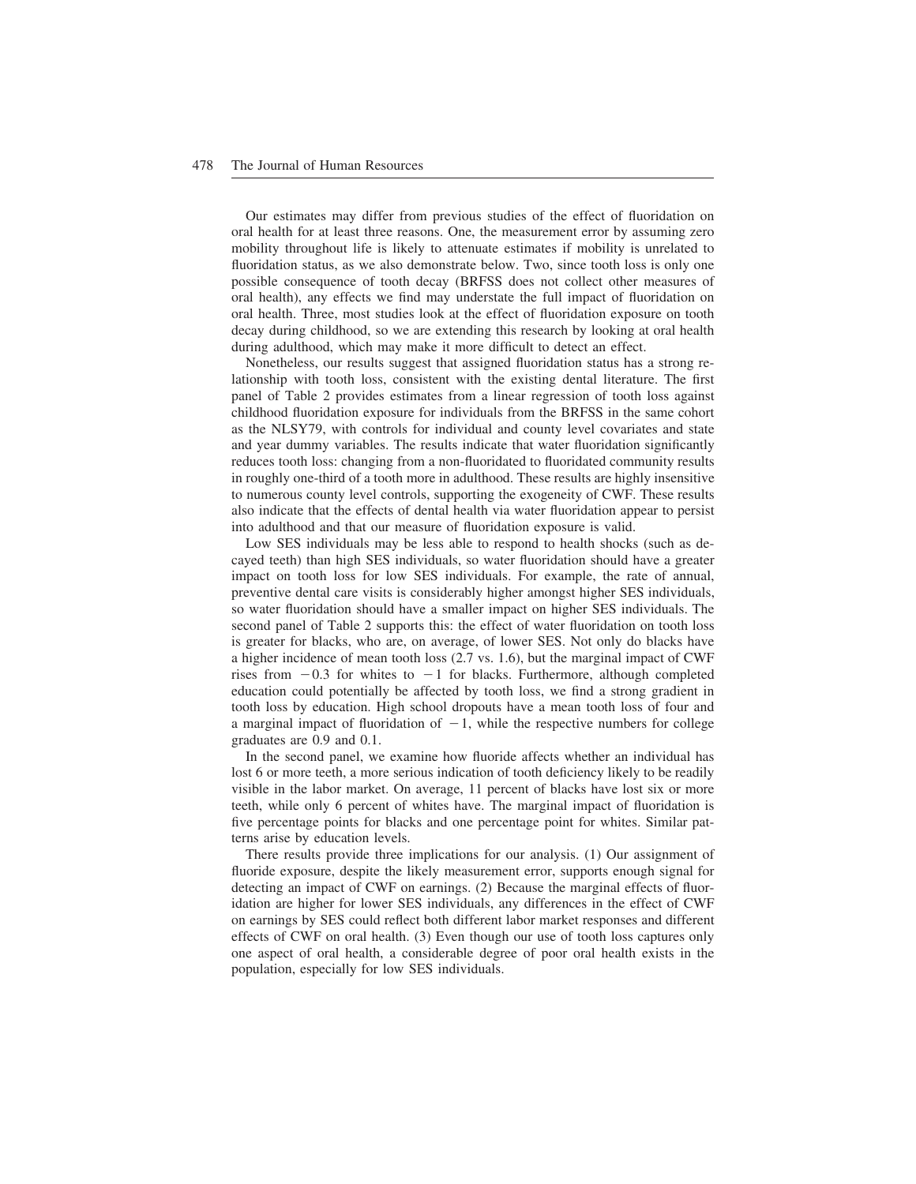Our estimates may differ from previous studies of the effect of fluoridation on oral health for at least three reasons. One, the measurement error by assuming zero mobility throughout life is likely to attenuate estimates if mobility is unrelated to fluoridation status, as we also demonstrate below. Two, since tooth loss is only one possible consequence of tooth decay (BRFSS does not collect other measures of oral health), any effects we find may understate the full impact of fluoridation on oral health. Three, most studies look at the effect of fluoridation exposure on tooth decay during childhood, so we are extending this research by looking at oral health during adulthood, which may make it more difficult to detect an effect.

Nonetheless, our results suggest that assigned fluoridation status has a strong relationship with tooth loss, consistent with the existing dental literature. The first panel of Table 2 provides estimates from a linear regression of tooth loss against childhood fluoridation exposure for individuals from the BRFSS in the same cohort as the NLSY79, with controls for individual and county level covariates and state and year dummy variables. The results indicate that water fluoridation significantly reduces tooth loss: changing from a non-fluoridated to fluoridated community results in roughly one-third of a tooth more in adulthood. These results are highly insensitive to numerous county level controls, supporting the exogeneity of CWF. These results also indicate that the effects of dental health via water fluoridation appear to persist into adulthood and that our measure of fluoridation exposure is valid.

Low SES individuals may be less able to respond to health shocks (such as decayed teeth) than high SES individuals, so water fluoridation should have a greater impact on tooth loss for low SES individuals. For example, the rate of annual, preventive dental care visits is considerably higher amongst higher SES individuals, so water fluoridation should have a smaller impact on higher SES individuals. The second panel of Table 2 supports this: the effect of water fluoridation on tooth loss is greater for blacks, who are, on average, of lower SES. Not only do blacks have a higher incidence of mean tooth loss (2.7 vs. 1.6), but the marginal impact of CWF rises from $-0.3$ for whites to $-1$ for blacks. Furthermore, although completed education could potentially be affected by tooth loss, we find a strong gradient in tooth loss by education. High school dropouts have a mean tooth loss of four and a marginal impact of fluoridation of $-1$, while the respective numbers for college graduates are 0.9 and 0.1.

In the second panel, we examine how fluoride affects whether an individual has lost 6 or more teeth, a more serious indication of tooth deficiency likely to be readily visible in the labor market. On average, 11 percent of blacks have lost six or more teeth, while only 6 percent of whites have. The marginal impact of fluoridation is five percentage points for blacks and one percentage point for whites. Similar patterns arise by education levels.

There results provide three implications for our analysis. (1) Our assignment of fluoride exposure, despite the likely measurement error, supports enough signal for detecting an impact of CWF on earnings. (2) Because the marginal effects of fluoridation are higher for lower SES individuals, any differences in the effect of CWF on earnings by SES could reflect both different labor market responses and different effects of CWF on oral health. (3) Even though our use of tooth loss captures only one aspect of oral health, a considerable degree of poor oral health exists in the population, especially for low SES individuals.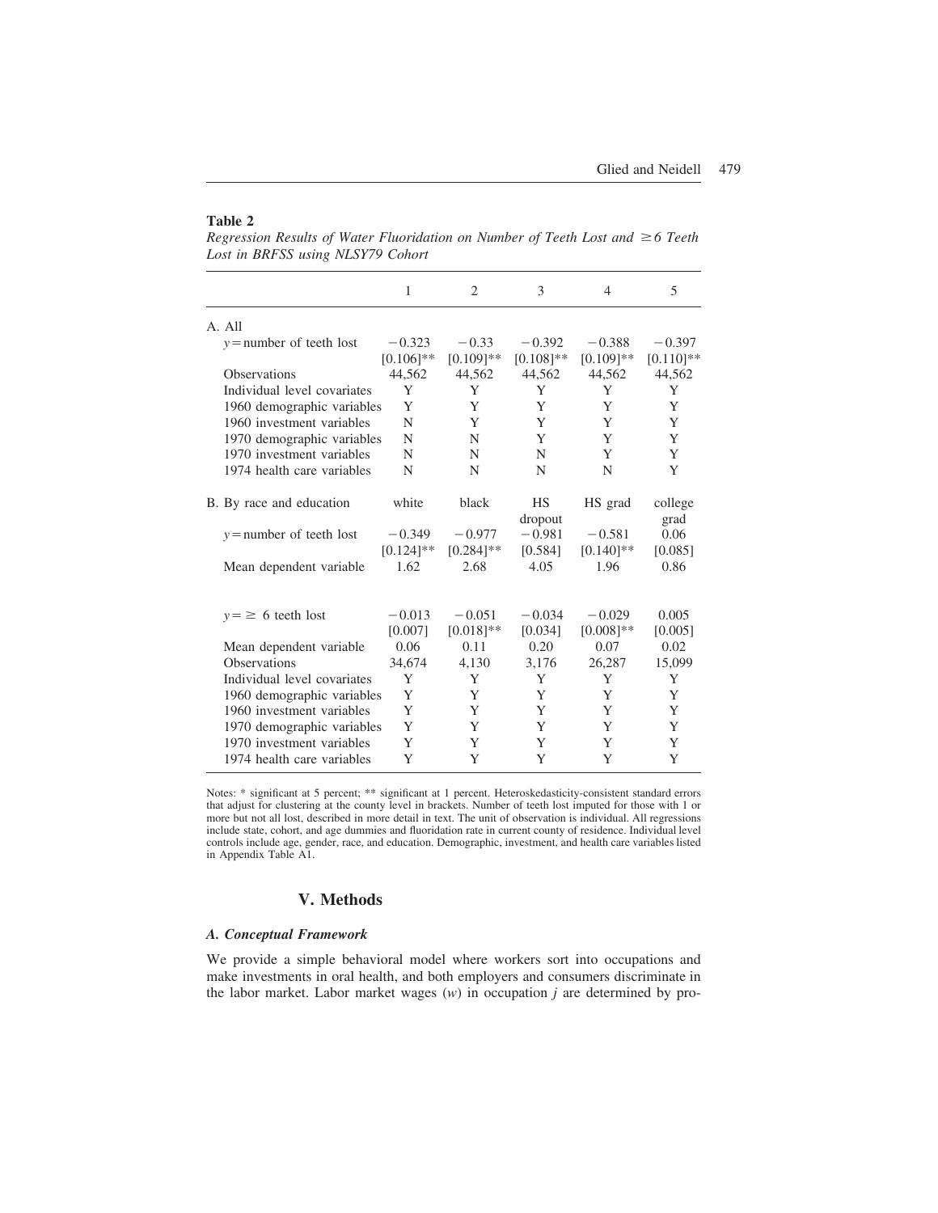**Table 2**

*Regression Results of Water Fluoridation on Number of Teeth Lost and ≥6 Teeth Lost in BRFSS using NLSY79 Cohort*

| | 1 | 2 | 3 | 4 | 5 |
|---|---|---|---|---|---|
| A. All | | | | | |
| $y$ = number of teeth lost | −0.323 | −0.33 | −0.392 | −0.388 | −0.397 |
| | [0.106]** | [0.109]** | [0.108]** | [0.109]** | [0.110]** |
| Observations | 44,562 | 44,562 | 44,562 | 44,562 | 44,562 |
| Individual level covariates | Y | Y | Y | Y | Y |
| 1960 demographic variables | Y | Y | Y | Y | Y |
| 1960 investment variables | N | Y | Y | Y | Y |
| 1970 demographic variables | N | N | Y | Y | Y |
| 1970 investment variables | N | N | N | Y | Y |
| 1974 health care variables | N | N | N | N | Y |
| B. By race and education | white | black | HS dropout | HS grad | college grad |
| $y$ = number of teeth lost | −0.349 | −0.977 | −0.981 | −0.581 | 0.06 |
| | [0.124]** | [0.284]** | [0.584] | [0.140]** | [0.085] |
| Mean dependent variable | 1.62 | 2.68 | 4.05 | 1.96 | 0.86 |
| $y$ = ≥ 6 teeth lost | −0.013 | −0.051 | −0.034 | −0.029 | 0.005 |
| | [0.007] | [0.018]** | [0.034] | [0.008]** | [0.005] |
| Mean dependent variable | 0.06 | 0.11 | 0.20 | 0.07 | 0.02 |
| Observations | 34,674 | 4,130 | 3,176 | 26,287 | 15,099 |
| Individual level covariates | Y | Y | Y | Y | Y |
| 1960 demographic variables | Y | Y | Y | Y | Y |
| 1960 investment variables | Y | Y | Y | Y | Y |
| 1970 demographic variables | Y | Y | Y | Y | Y |
| 1970 investment variables | Y | Y | Y | Y | Y |
| 1974 health care variables | Y | Y | Y | Y | Y |

Notes: * significant at 5 percent; ** significant at 1 percent. Heteroskedasticity-consistent standard errors that adjust for clustering at the county level in brackets. Number of teeth lost imputed for those with 1 or more but not all lost, described in more detail in text. The unit of observation is individual. All regressions include state, cohort, and age dummies and fluoridation rate in current county of residence. Individual level controls include age, gender, race, and education. Demographic, investment, and health care variables listed in Appendix Table A1.

## V. Methods

### *A. Conceptual Framework*

We provide a simple behavioral model where workers sort into occupations and make investments in oral health, and both employers and consumers discriminate in the labor market. Labor market wages ($w$) in occupation $j$ are determined by pro-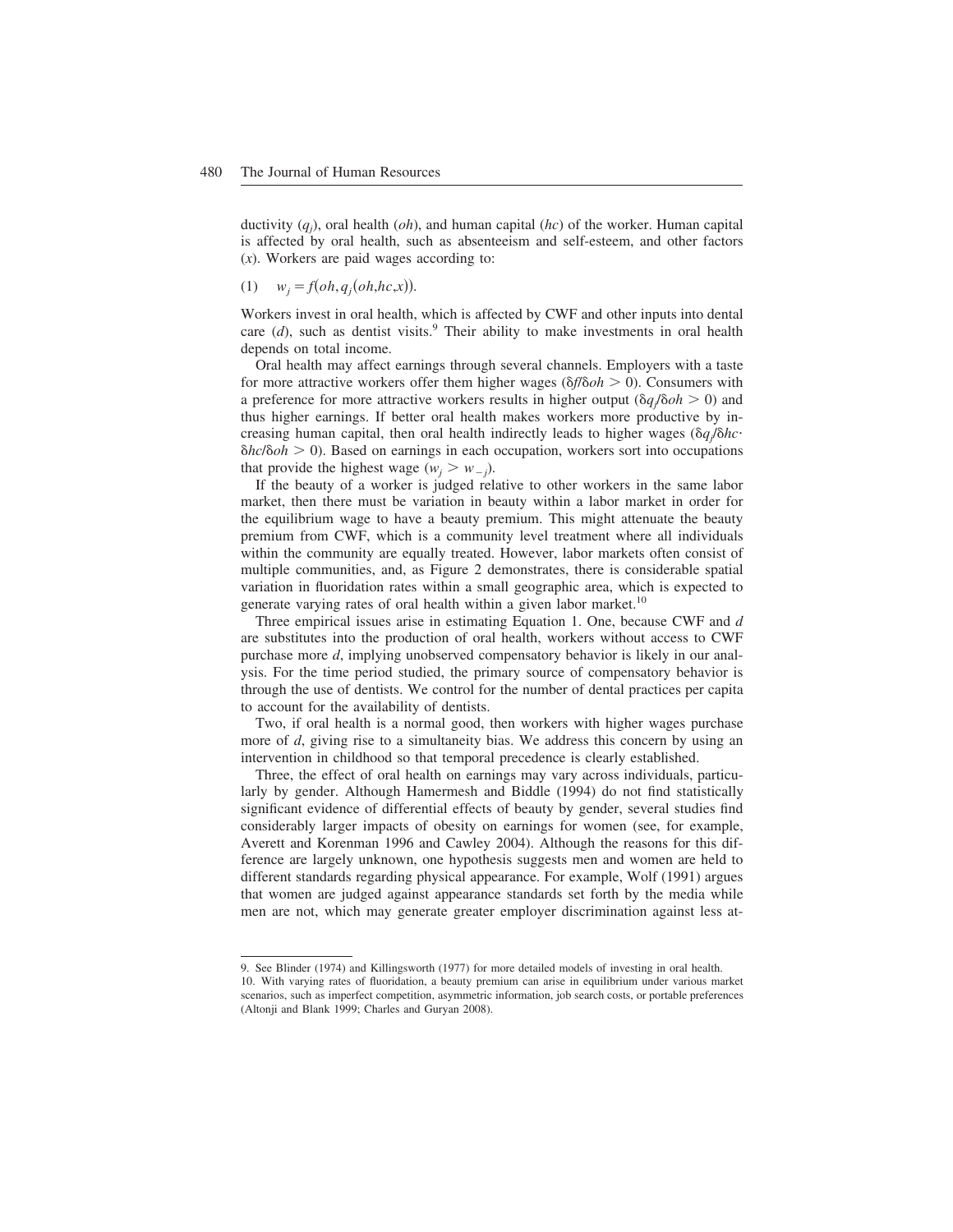ductivity ($q_j$), oral health ($oh$), and human capital ($hc$) of the worker. Human capital is affected by oral health, such as absenteeism and self-esteem, and other factors ($x$). Workers are paid wages according to:

$$(1) \quad w_j = f(oh, q_j(oh, hc, x)).$$

Workers invest in oral health, which is affected by CWF and other inputs into dental care ($d$), such as dentist visits.[9] Their ability to make investments in oral health depends on total income.

Oral health may affect earnings through several channels. Employers with a taste for more attractive workers offer them higher wages ($\delta f/\delta oh > 0$). Consumers with a preference for more attractive workers results in higher output ($\delta q_j/\delta oh > 0$) and thus higher earnings. If better oral health makes workers more productive by increasing human capital, then oral health indirectly leads to higher wages ($\delta q_j/\delta hc \cdot \delta hc/\delta oh > 0$). Based on earnings in each occupation, workers sort into occupations that provide the highest wage ($w_j > w_{-j}$).

If the beauty of a worker is judged relative to other workers in the same labor market, then there must be variation in beauty within a labor market in order for the equilibrium wage to have a beauty premium. This might attenuate the beauty premium from CWF, which is a community level treatment where all individuals within the community are equally treated. However, labor markets often consist of multiple communities, and, as Figure 2 demonstrates, there is considerable spatial variation in fluoridation rates within a small geographic area, which is expected to generate varying rates of oral health within a given labor market.[10]

Three empirical issues arise in estimating Equation 1. One, because CWF and $d$ are substitutes into the production of oral health, workers without access to CWF purchase more $d$, implying unobserved compensatory behavior is likely in our analysis. For the time period studied, the primary source of compensatory behavior is through the use of dentists. We control for the number of dental practices per capita to account for the availability of dentists.

Two, if oral health is a normal good, then workers with higher wages purchase more of $d$, giving rise to a simultaneity bias. We address this concern by using an intervention in childhood so that temporal precedence is clearly established.

Three, the effect of oral health on earnings may vary across individuals, particularly by gender. Although Hamermesh and Biddle (1994) do not find statistically significant evidence of differential effects of beauty by gender, several studies find considerably larger impacts of obesity on earnings for women (see, for example, Averett and Korenman 1996 and Cawley 2004). Although the reasons for this difference are largely unknown, one hypothesis suggests men and women are held to different standards regarding physical appearance. For example, Wolf (1991) argues that women are judged against appearance standards set forth by the media while men are not, which may generate greater employer discrimination against less at-

9. See Blinder (1974) and Killingsworth (1977) for more detailed models of investing in oral health.

10. With varying rates of fluoridation, a beauty premium can arise in equilibrium under various market scenarios, such as imperfect competition, asymmetric information, job search costs, or portable preferences (Altonji and Blank 1999; Charles and Guryan 2008).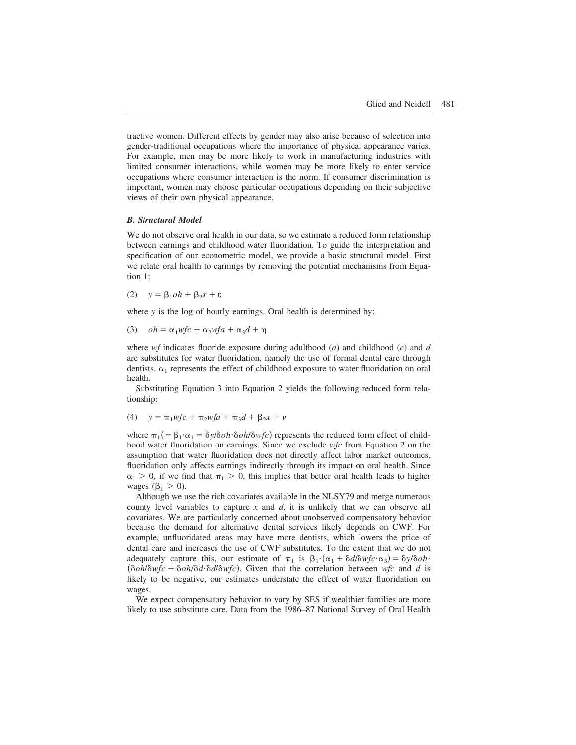tractive women. Different effects by gender may also arise because of selection into gender-traditional occupations where the importance of physical appearance varies. For example, men may be more likely to work in manufacturing industries with limited consumer interactions, while women may be more likely to enter service occupations where consumer interaction is the norm. If consumer discrimination is important, women may choose particular occupations depending on their subjective views of their own physical appearance.

### *B. Structural Model*

We do not observe oral health in our data, so we estimate a reduced form relationship between earnings and childhood water fluoridation. To guide the interpretation and specification of our econometric model, we provide a basic structural model. First we relate oral health to earnings by removing the potential mechanisms from Equation 1:

$$(2)\quad y = \beta_1 oh + \beta_2 x + \varepsilon$$

where $y$ is the log of hourly earnings. Oral health is determined by:

$$(3)\quad oh = \alpha_1 wfc + \alpha_2 wfa + \alpha_3 d + \eta$$

where $wf$ indicates fluoride exposure during adulthood ($a$) and childhood ($c$) and $d$ are substitutes for water fluoridation, namely the use of formal dental care through dentists. $\alpha_1$ represents the effect of childhood exposure to water fluoridation on oral health.

Substituting Equation 3 into Equation 2 yields the following reduced form relationship:

$$(4)\quad y = \pi_1 wfc + \pi_2 wfa + \pi_3 d + \beta_2 x + \nu$$

where $\pi_1 (= \beta_1 \cdot \alpha_1 = \delta y / \delta oh \cdot \delta oh / \delta wfc)$ represents the reduced form effect of childhood water fluoridation on earnings. Since we exclude $wfc$ from Equation 2 on the assumption that water fluoridation does not directly affect labor market outcomes, fluoridation only affects earnings indirectly through its impact on oral health. Since $\alpha_1 > 0$, if we find that $\pi_1 > 0$, this implies that better oral health leads to higher wages ($\beta_1 > 0$).

Although we use the rich covariates available in the NLSY79 and merge numerous county level variables to capture $x$ and $d$, it is unlikely that we can observe all covariates. We are particularly concerned about unobserved compensatory behavior because the demand for alternative dental services likely depends on CWF. For example, unfluoridated areas may have more dentists, which lowers the price of dental care and increases the use of CWF substitutes. To the extent that we do not adequately capture this, our estimate of $\pi_1$ is $\beta_1 \cdot (\alpha_1 + \delta d / \delta wfc \cdot \alpha_3) = \delta y / \delta oh \cdot (\delta oh / \delta wfc + \delta oh / \delta d \cdot \delta d / \delta wfc)$. Given that the correlation between $wfc$ and $d$ is likely to be negative, our estimates understate the effect of water fluoridation on wages.

We expect compensatory behavior to vary by SES if wealthier families are more likely to use substitute care. Data from the 1986–87 National Survey of Oral Health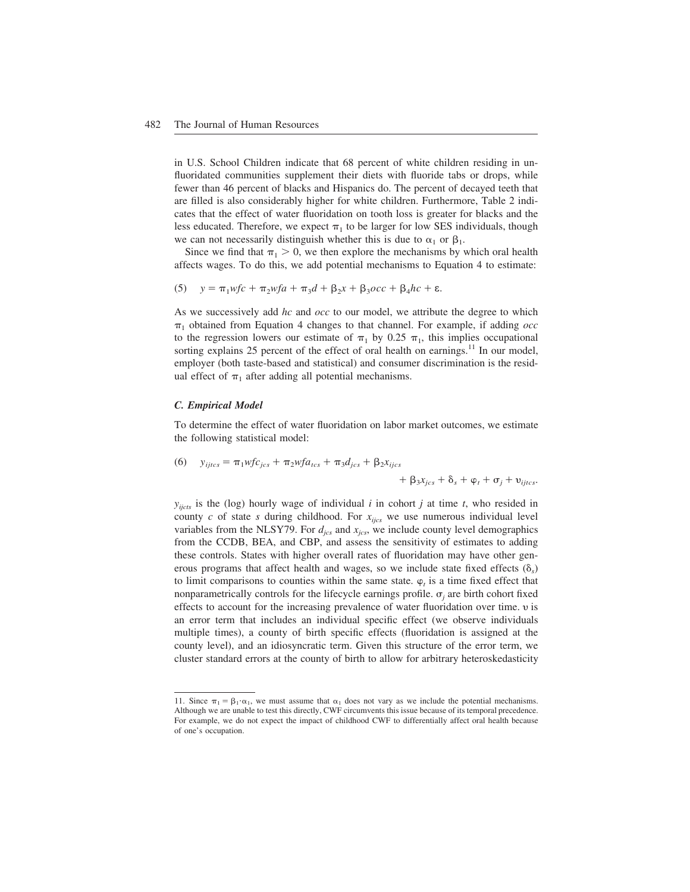in U.S. School Children indicate that 68 percent of white children residing in unfluoridated communities supplement their diets with fluoride tabs or drops, while fewer than 46 percent of blacks and Hispanics do. The percent of decayed teeth that are filled is also considerably higher for white children. Furthermore, Table 2 indicates that the effect of water fluoridation on tooth loss is greater for blacks and the less educated. Therefore, we expect $\pi_1$ to be larger for low SES individuals, though we can not necessarily distinguish whether this is due to $\alpha_1$ or $\beta_1$.

Since we find that $\pi_1 > 0$, we then explore the mechanisms by which oral health affects wages. To do this, we add potential mechanisms to Equation 4 to estimate:

$$(5) \quad y = \pi_1 wfc + \pi_2 wfa + \pi_3 d + \beta_2 x + \beta_3 occ + \beta_4 hc + \varepsilon.$$

As we successively add *hc* and *occ* to our model, we attribute the degree to which $\pi_1$ obtained from Equation 4 changes to that channel. For example, if adding *occ* to the regression lowers our estimate of $\pi_1$ by 0.25 $\pi_1$, this implies occupational sorting explains 25 percent of the effect of oral health on earnings.[11] In our model, employer (both taste-based and statistical) and consumer discrimination is the residual effect of $\pi_1$ after adding all potential mechanisms.

### C. Empirical Model

To determine the effect of water fluoridation on labor market outcomes, we estimate the following statistical model:

$$(6) \quad y_{ijtcs} = \pi_1 wfc_{jcs} + \pi_2 wfa_{tcs} + \pi_3 d_{jcs} + \beta_2 x_{ijcs} + \beta_3 x_{jcs} + \delta_s + \varphi_t + \sigma_j + \upsilon_{ijtcs}.$$

$y_{ijcts}$ is the (log) hourly wage of individual $i$ in cohort $j$ at time $t$, who resided in county $c$ of state $s$ during childhood. For $x_{ijcs}$ we use numerous individual level variables from the NLSY79. For $d_{jcs}$ and $x_{jcs}$, we include county level demographics from the CCDB, BEA, and CBP, and assess the sensitivity of estimates to adding these controls. States with higher overall rates of fluoridation may have other generous programs that affect health and wages, so we include state fixed effects ($\delta_s$) to limit comparisons to counties within the same state. $\varphi_t$ is a time fixed effect that nonparametrically controls for the lifecycle earnings profile. $\sigma_j$ are birth cohort fixed effects to account for the increasing prevalence of water fluoridation over time. $\upsilon$ is an error term that includes an individual specific effect (we observe individuals multiple times), a county of birth specific effects (fluoridation is assigned at the county level), and an idiosyncratic term. Given this structure of the error term, we cluster standard errors at the county of birth to allow for arbitrary heteroskedasticity

11. Since $\pi_1 = \beta_1 \cdot \alpha_1$, we must assume that $\alpha_1$ does not vary as we include the potential mechanisms. Although we are unable to test this directly, CWF circumvents this issue because of its temporal precedence. For example, we do not expect the impact of childhood CWF to differentially affect oral health because of one's occupation.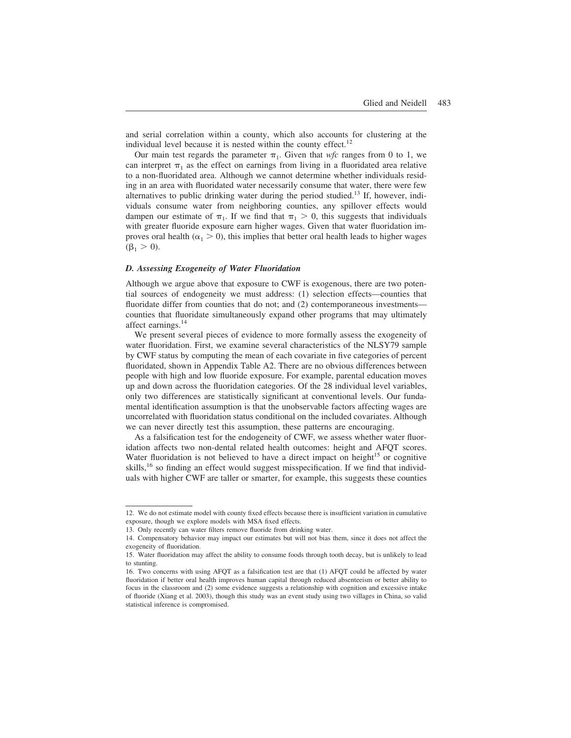and serial correlation within a county, which also accounts for clustering at the individual level because it is nested within the county effect.[12]

Our main test regards the parameter $\pi_1$. Given that *wfc* ranges from 0 to 1, we can interpret $\pi_1$ as the effect on earnings from living in a fluoridated area relative to a non-fluoridated area. Although we cannot determine whether individuals residing in an area with fluoridated water necessarily consume that water, there were few alternatives to public drinking water during the period studied.[13] If, however, individuals consume water from neighboring counties, any spillover effects would dampen our estimate of $\pi_1$. If we find that $\pi_1 > 0$, this suggests that individuals with greater fluoride exposure earn higher wages. Given that water fluoridation improves oral health ($\alpha_1 > 0$), this implies that better oral health leads to higher wages ($\beta_1 > 0$).

### *D. Assessing Exogeneity of Water Fluoridation*

Although we argue above that exposure to CWF is exogenous, there are two potential sources of endogeneity we must address: (1) selection effects—counties that fluoridate differ from counties that do not; and (2) contemporaneous investments—counties that fluoridate simultaneously expand other programs that may ultimately affect earnings.[14]

We present several pieces of evidence to more formally assess the exogeneity of water fluoridation. First, we examine several characteristics of the NLSY79 sample by CWF status by computing the mean of each covariate in five categories of percent fluoridated, shown in Appendix Table A2. There are no obvious differences between people with high and low fluoride exposure. For example, parental education moves up and down across the fluoridation categories. Of the 28 individual level variables, only two differences are statistically significant at conventional levels. Our fundamental identification assumption is that the unobservable factors affecting wages are uncorrelated with fluoridation status conditional on the included covariates. Although we can never directly test this assumption, these patterns are encouraging.

As a falsification test for the endogeneity of CWF, we assess whether water fluoridation affects two non-dental related health outcomes: height and AFQT scores. Water fluoridation is not believed to have a direct impact on height[15] or cognitive skills,[16] so finding an effect would suggest misspecification. If we find that individuals with higher CWF are taller or smarter, for example, this suggests these counties

---

12. We do not estimate model with county fixed effects because there is insufficient variation in cumulative exposure, though we explore models with MSA fixed effects.

13. Only recently can water filters remove fluoride from drinking water.

14. Compensatory behavior may impact our estimates but will not bias them, since it does not affect the exogeneity of fluoridation.

15. Water fluoridation may affect the ability to consume foods through tooth decay, but is unlikely to lead to stunting.

16. Two concerns with using AFQT as a falsification test are that (1) AFQT could be affected by water fluoridation if better oral health improves human capital through reduced absenteeism or better ability to focus in the classroom and (2) some evidence suggests a relationship with cognition and excessive intake of fluoride (Xiang et al. 2003), though this study was an event study using two villages in China, so valid statistical inference is compromised.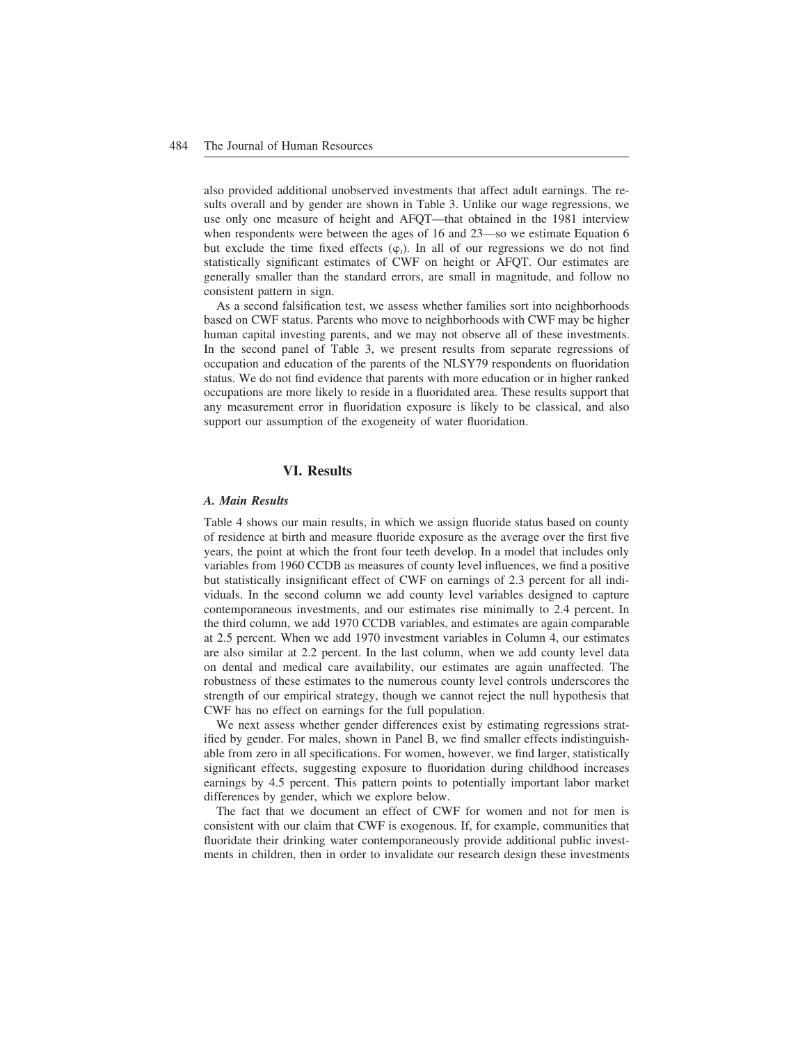also provided additional unobserved investments that affect adult earnings. The results overall and by gender are shown in Table 3. Unlike our wage regressions, we use only one measure of height and AFQT—that obtained in the 1981 interview when respondents were between the ages of 16 and 23—so we estimate Equation 6 but exclude the time fixed effects ($\varphi_t$). In all of our regressions we do not find statistically significant estimates of CWF on height or AFQT. Our estimates are generally smaller than the standard errors, are small in magnitude, and follow no consistent pattern in sign.

As a second falsification test, we assess whether families sort into neighborhoods based on CWF status. Parents who move to neighborhoods with CWF may be higher human capital investing parents, and we may not observe all of these investments. In the second panel of Table 3, we present results from separate regressions of occupation and education of the parents of the NLSY79 respondents on fluoridation status. We do not find evidence that parents with more education or in higher ranked occupations are more likely to reside in a fluoridated area. These results support that any measurement error in fluoridation exposure is likely to be classical, and also support our assumption of the exogeneity of water fluoridation.

## VI. Results

### *A. Main Results*

Table 4 shows our main results, in which we assign fluoride status based on county of residence at birth and measure fluoride exposure as the average over the first five years, the point at which the front four teeth develop. In a model that includes only variables from 1960 CCDB as measures of county level influences, we find a positive but statistically insignificant effect of CWF on earnings of 2.3 percent for all individuals. In the second column we add county level variables designed to capture contemporaneous investments, and our estimates rise minimally to 2.4 percent. In the third column, we add 1970 CCDB variables, and estimates are again comparable at 2.5 percent. When we add 1970 investment variables in Column 4, our estimates are also similar at 2.2 percent. In the last column, when we add county level data on dental and medical care availability, our estimates are again unaffected. The robustness of these estimates to the numerous county level controls underscores the strength of our empirical strategy, though we cannot reject the null hypothesis that CWF has no effect on earnings for the full population.

We next assess whether gender differences exist by estimating regressions stratified by gender. For males, shown in Panel B, we find smaller effects indistinguishable from zero in all specifications. For women, however, we find larger, statistically significant effects, suggesting exposure to fluoridation during childhood increases earnings by 4.5 percent. This pattern points to potentially important labor market differences by gender, which we explore below.

The fact that we document an effect of CWF for women and not for men is consistent with our claim that CWF is exogenous. If, for example, communities that fluoridate their drinking water contemporaneously provide additional public investments in children, then in order to invalidate our research design these investments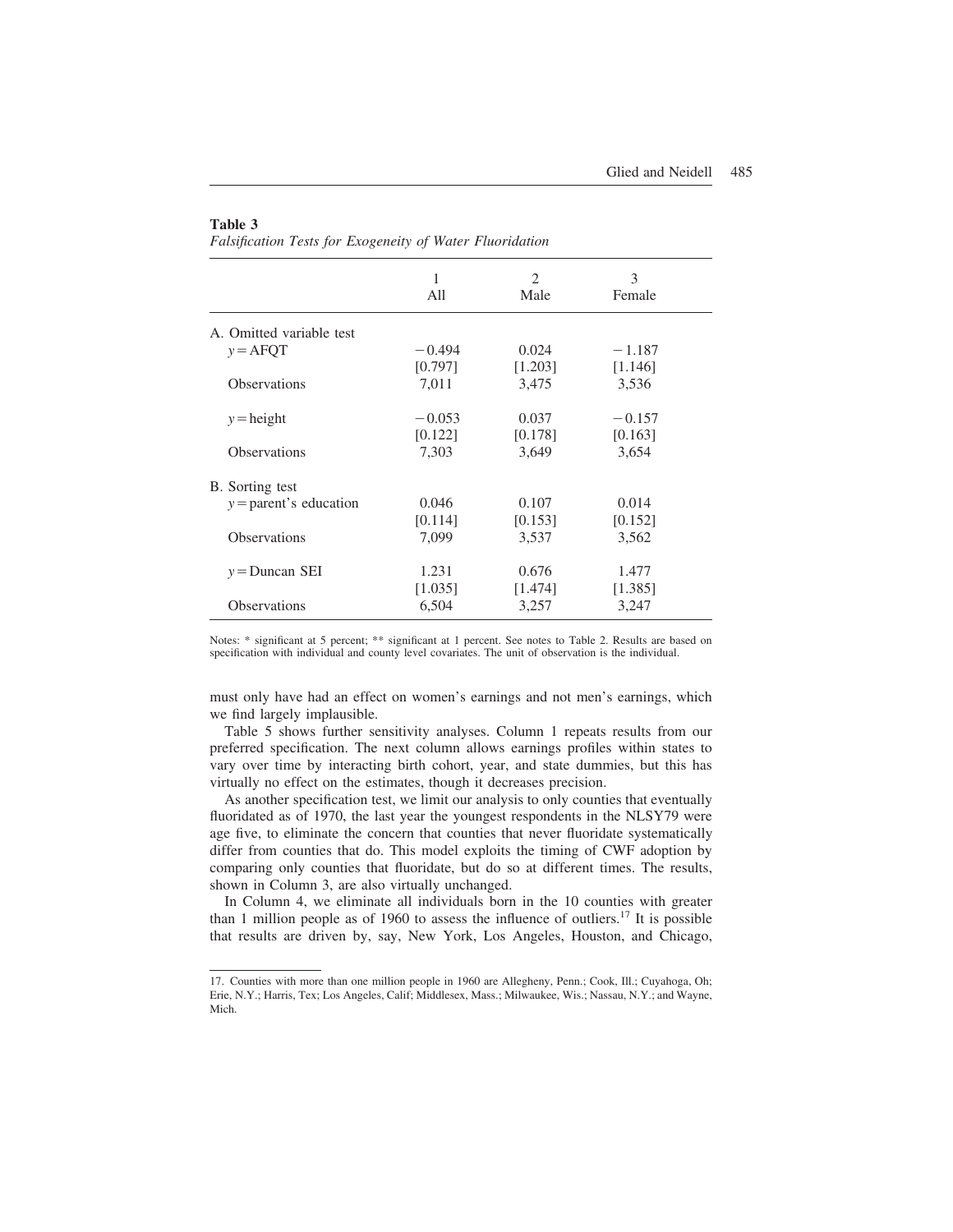**Table 3**
*Falsification Tests for Exogeneity of Water Fluoridation*

| | 1 All | 2 Male | 3 Female |
|---|---|---|---|
| A. Omitted variable test | | | |
| $y$ = AFQT | −0.494 | 0.024 | −1.187 |
| | [0.797] | [1.203] | [1.146] |
| Observations | 7,011 | 3,475 | 3,536 |
| $y$ = height | −0.053 | 0.037 | −0.157 |
| | [0.122] | [0.178] | [0.163] |
| Observations | 7,303 | 3,649 | 3,654 |
| B. Sorting test | | | |
| $y$ = parent's education | 0.046 | 0.107 | 0.014 |
| | [0.114] | [0.153] | [0.152] |
| Observations | 7,099 | 3,537 | 3,562 |
| $y$ = Duncan SEI | 1.231 | 0.676 | 1.477 |
| | [1.035] | [1.474] | [1.385] |
| Observations | 6,504 | 3,257 | 3,247 |

Notes: * significant at 5 percent; ** significant at 1 percent. See notes to Table 2. Results are based on specification with individual and county level covariates. The unit of observation is the individual.

must only have had an effect on women's earnings and not men's earnings, which we find largely implausible.

Table 5 shows further sensitivity analyses. Column 1 repeats results from our preferred specification. The next column allows earnings profiles within states to vary over time by interacting birth cohort, year, and state dummies, but this has virtually no effect on the estimates, though it decreases precision.

As another specification test, we limit our analysis to only counties that eventually fluoridated as of 1970, the last year the youngest respondents in the NLSY79 were age five, to eliminate the concern that counties that never fluoridate systematically differ from counties that do. This model exploits the timing of CWF adoption by comparing only counties that fluoridate, but do so at different times. The results, shown in Column 3, are also virtually unchanged.

In Column 4, we eliminate all individuals born in the 10 counties with greater than 1 million people as of 1960 to assess the influence of outliers.[17] It is possible that results are driven by, say, New York, Los Angeles, Houston, and Chicago,

17. Counties with more than one million people in 1960 are Allegheny, Penn.; Cook, Ill.; Cuyahoga, Oh; Erie, N.Y.; Harris, Tex; Los Angeles, Calif; Middlesex, Mass.; Milwaukee, Wis.; Nassau, N.Y.; and Wayne, Mich.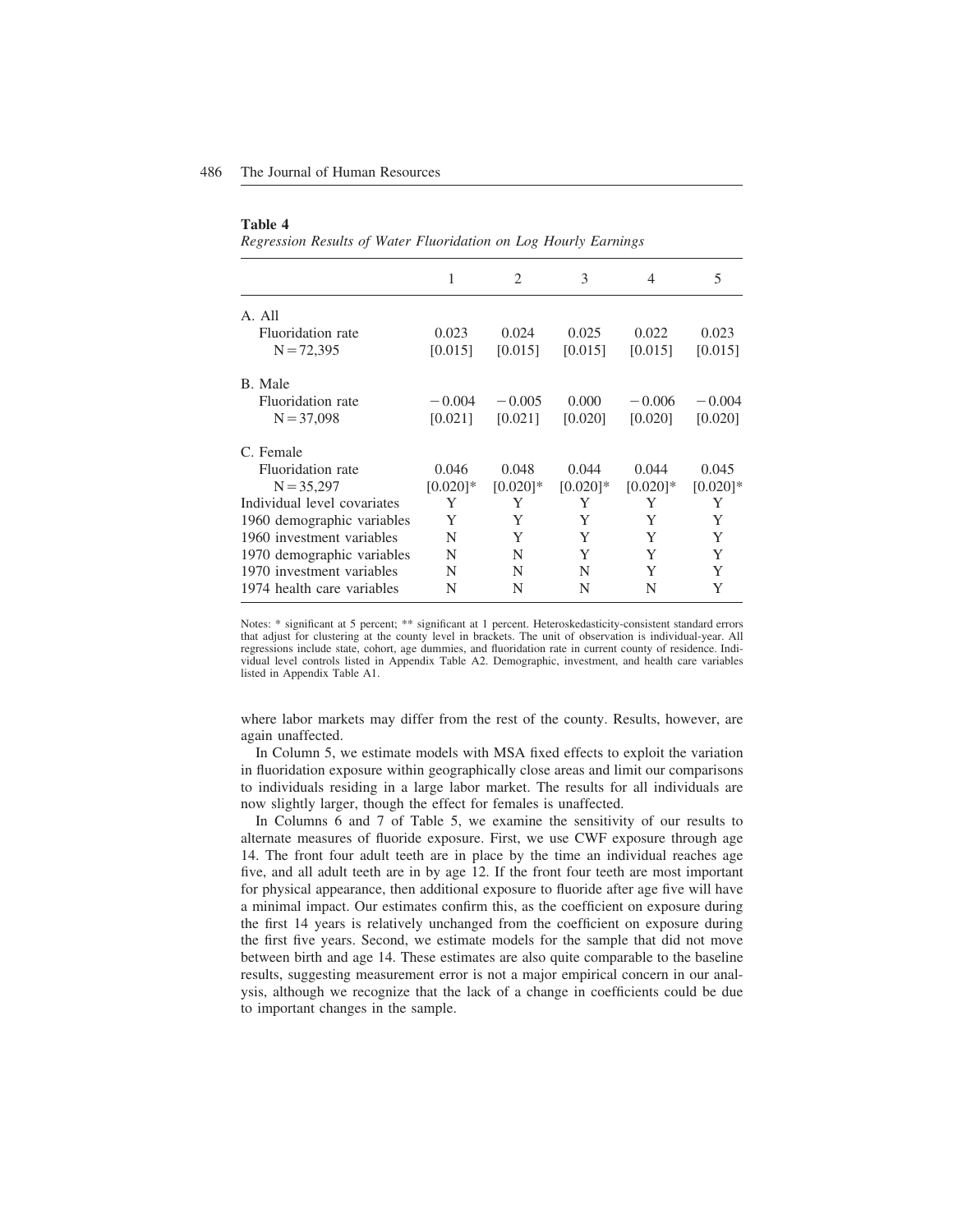**Table 4**

*Regression Results of Water Fluoridation on Log Hourly Earnings*

| | 1 | 2 | 3 | 4 | 5 |
|---|---|---|---|---|---|
| A. All | | | | | |
| Fluoridation rate | 0.023 | 0.024 | 0.025 | 0.022 | 0.023 |
| N = 72,395 | [0.015] | [0.015] | [0.015] | [0.015] | [0.015] |
| B. Male | | | | | |
| Fluoridation rate | −0.004 | −0.005 | 0.000 | −0.006 | −0.004 |
| N = 37,098 | [0.021] | [0.021] | [0.020] | [0.020] | [0.020] |
| C. Female | | | | | |
| Fluoridation rate | 0.046 | 0.048 | 0.044 | 0.044 | 0.045 |
| N = 35,297 | [0.020]* | [0.020]* | [0.020]* | [0.020]* | [0.020]* |
| Individual level covariates | Y | Y | Y | Y | Y |
| 1960 demographic variables | Y | Y | Y | Y | Y |
| 1960 investment variables | N | Y | Y | Y | Y |
| 1970 demographic variables | N | N | Y | Y | Y |
| 1970 investment variables | N | N | N | Y | Y |
| 1974 health care variables | N | N | N | N | Y |

Notes: * significant at 5 percent; ** significant at 1 percent. Heteroskedasticity-consistent standard errors that adjust for clustering at the county level in brackets. The unit of observation is individual-year. All regressions include state, cohort, age dummies, and fluoridation rate in current county of residence. Individual level controls listed in Appendix Table A2. Demographic, investment, and health care variables listed in Appendix Table A1.

where labor markets may differ from the rest of the county. Results, however, are again unaffected.

In Column 5, we estimate models with MSA fixed effects to exploit the variation in fluoridation exposure within geographically close areas and limit our comparisons to individuals residing in a large labor market. The results for all individuals are now slightly larger, though the effect for females is unaffected.

In Columns 6 and 7 of Table 5, we examine the sensitivity of our results to alternate measures of fluoride exposure. First, we use CWF exposure through age 14. The front four adult teeth are in place by the time an individual reaches age five, and all adult teeth are in by age 12. If the front four teeth are most important for physical appearance, then additional exposure to fluoride after age five will have a minimal impact. Our estimates confirm this, as the coefficient on exposure during the first 14 years is relatively unchanged from the coefficient on exposure during the first five years. Second, we estimate models for the sample that did not move between birth and age 14. These estimates are also quite comparable to the baseline results, suggesting measurement error is not a major empirical concern in our analysis, although we recognize that the lack of a change in coefficients could be due to important changes in the sample.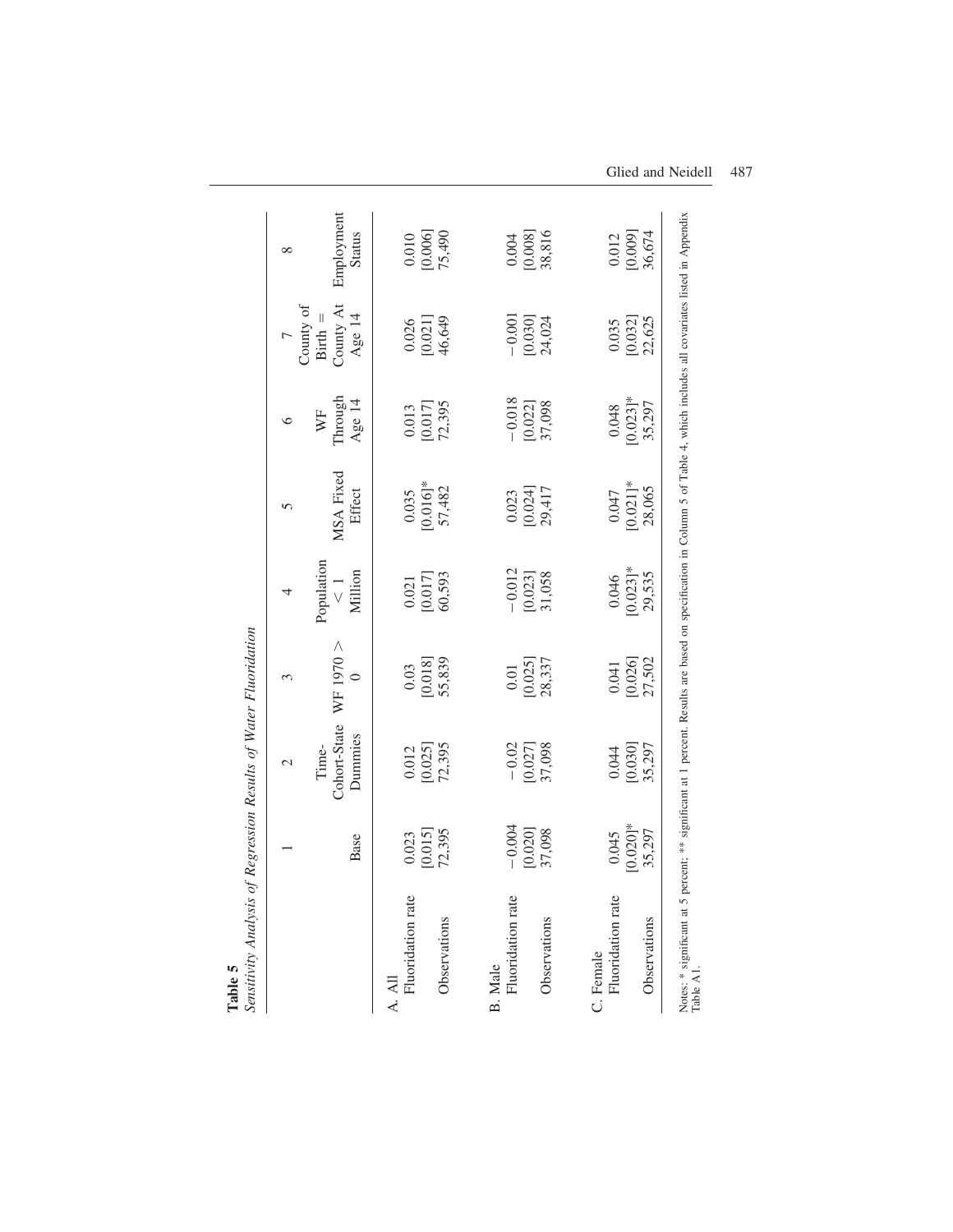**Table 5**

*Sensitivity Analysis of Regression Results of Water Fluoridation*

| | 1 | 2 | 3 | 4 | 5 | 6 | 7 | 8 |
|---|---|---|---|---|---|---|---|---|
| | Base | Time-Cohort-State Dummies | WF 1970 > 0 | Population < 1 Million | MSA Fixed Effect | WF Through Age 14 | County of Birth = County At Age 14 | Employment Status |
| A. All | | | | | | | | |
| Fluoridation rate | 0.023 | 0.012 | 0.03 | 0.021 | 0.035 | 0.013 | 0.026 | 0.010 |
| | [0.015] | [0.025] | [0.018] | [0.017] | [0.016]* | [0.017] | [0.021] | [0.006] |
| Observations | 72,395 | 72,395 | 55,839 | 60,593 | 57,482 | 72,395 | 46,649 | 75,490 |
| B. Male | | | | | | | | |
| Fluoridation rate | −0.004 | −0.02 | 0.01 | −0.012 | 0.023 | −0.018 | −0.001 | 0.004 |
| | [0.020] | [0.027] | [0.025] | [0.023] | [0.024] | [0.022] | [0.030] | [0.008] |
| Observations | 37,098 | 37,098 | 28,337 | 31,058 | 29,417 | 37,098 | 24,024 | 38,816 |
| C. Female | | | | | | | | |
| Fluoridation rate | 0.045 | 0.044 | 0.041 | 0.046 | 0.047 | 0.048 | 0.035 | 0.012 |
| | [0.020]* | [0.030] | [0.026] | [0.023]* | [0.021]* | [0.023]* | [0.032] | [0.009] |
| Observations | 35,297 | 35,297 | 27,502 | 29,535 | 28,065 | 35,297 | 22,625 | 36,674 |

Notes: * significant at 5 percent; ** significant at 1 percent. Results are based on specification in Column 5 of Table 4, which includes all covariates listed in Appendix Table A1.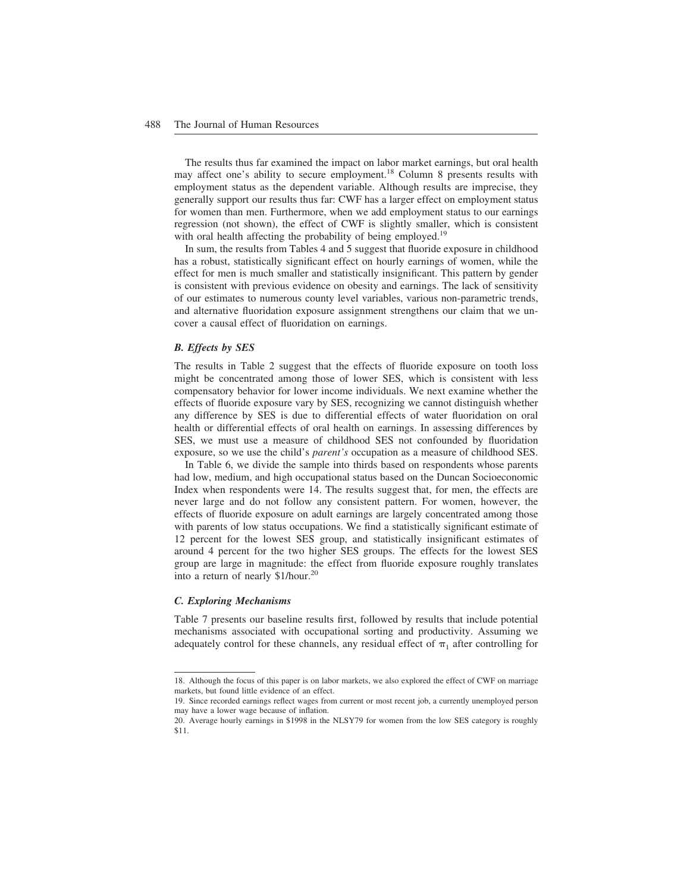The results thus far examined the impact on labor market earnings, but oral health may affect one's ability to secure employment.[18] Column 8 presents results with employment status as the dependent variable. Although results are imprecise, they generally support our results thus far: CWF has a larger effect on employment status for women than men. Furthermore, when we add employment status to our earnings regression (not shown), the effect of CWF is slightly smaller, which is consistent with oral health affecting the probability of being employed.[19]

In sum, the results from Tables 4 and 5 suggest that fluoride exposure in childhood has a robust, statistically significant effect on hourly earnings of women, while the effect for men is much smaller and statistically insignificant. This pattern by gender is consistent with previous evidence on obesity and earnings. The lack of sensitivity of our estimates to numerous county level variables, various non-parametric trends, and alternative fluoridation exposure assignment strengthens our claim that we uncover a causal effect of fluoridation on earnings.

### *B. Effects by SES*

The results in Table 2 suggest that the effects of fluoride exposure on tooth loss might be concentrated among those of lower SES, which is consistent with less compensatory behavior for lower income individuals. We next examine whether the effects of fluoride exposure vary by SES, recognizing we cannot distinguish whether any difference by SES is due to differential effects of water fluoridation on oral health or differential effects of oral health on earnings. In assessing differences by SES, we must use a measure of childhood SES not confounded by fluoridation exposure, so we use the child's *parent's* occupation as a measure of childhood SES.

In Table 6, we divide the sample into thirds based on respondents whose parents had low, medium, and high occupational status based on the Duncan Socioeconomic Index when respondents were 14. The results suggest that, for men, the effects are never large and do not follow any consistent pattern. For women, however, the effects of fluoride exposure on adult earnings are largely concentrated among those with parents of low status occupations. We find a statistically significant estimate of 12 percent for the lowest SES group, and statistically insignificant estimates of around 4 percent for the two higher SES groups. The effects for the lowest SES group are large in magnitude: the effect from fluoride exposure roughly translates into a return of nearly \$1/hour.[20]

### *C. Exploring Mechanisms*

Table 7 presents our baseline results first, followed by results that include potential mechanisms associated with occupational sorting and productivity. Assuming we adequately control for these channels, any residual effect of $\pi_1$ after controlling for

---

18. Although the focus of this paper is on labor markets, we also explored the effect of CWF on marriage markets, but found little evidence of an effect.

19. Since recorded earnings reflect wages from current or most recent job, a currently unemployed person may have a lower wage because of inflation.

20. Average hourly earnings in \$1998 in the NLSY79 for women from the low SES category is roughly \$11.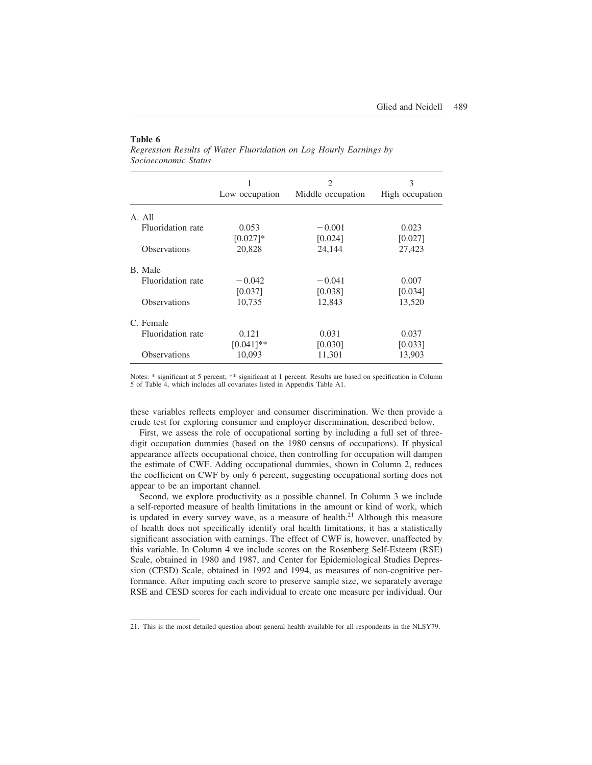**Table 6**

*Regression Results of Water Fluoridation on Log Hourly Earnings by Socioeconomic Status*

| | 1<br>Low occupation | 2<br>Middle occupation | 3<br>High occupation |
|---|---|---|---|
| A. All | | | |
| Fluoridation rate | 0.053 | −0.001 | 0.023 |
| | [0.027]* | [0.024] | [0.027] |
| Observations | 20,828 | 24,144 | 27,423 |
| B. Male | | | |
| Fluoridation rate | −0.042 | −0.041 | 0.007 |
| | [0.037] | [0.038] | [0.034] |
| Observations | 10,735 | 12,843 | 13,520 |
| C. Female | | | |
| Fluoridation rate | 0.121 | 0.031 | 0.037 |
| | [0.041]** | [0.030] | [0.033] |
| Observations | 10,093 | 11,301 | 13,903 |

Notes: * significant at 5 percent; ** significant at 1 percent. Results are based on specification in Column 5 of Table 4, which includes all covariates listed in Appendix Table A1.

these variables reflects employer and consumer discrimination. We then provide a crude test for exploring consumer and employer discrimination, described below.

First, we assess the role of occupational sorting by including a full set of three-digit occupation dummies (based on the 1980 census of occupations). If physical appearance affects occupational choice, then controlling for occupation will dampen the estimate of CWF. Adding occupational dummies, shown in Column 2, reduces the coefficient on CWF by only 6 percent, suggesting occupational sorting does not appear to be an important channel.

Second, we explore productivity as a possible channel. In Column 3 we include a self-reported measure of health limitations in the amount or kind of work, which is updated in every survey wave, as a measure of health.[21] Although this measure of health does not specifically identify oral health limitations, it has a statistically significant association with earnings. The effect of CWF is, however, unaffected by this variable. In Column 4 we include scores on the Rosenberg Self-Esteem (RSE) Scale, obtained in 1980 and 1987, and Center for Epidemiological Studies Depression (CESD) Scale, obtained in 1992 and 1994, as measures of non-cognitive performance. After imputing each score to preserve sample size, we separately average RSE and CESD scores for each individual to create one measure per individual. Our

21. This is the most detailed question about general health available for all respondents in the NLSY79.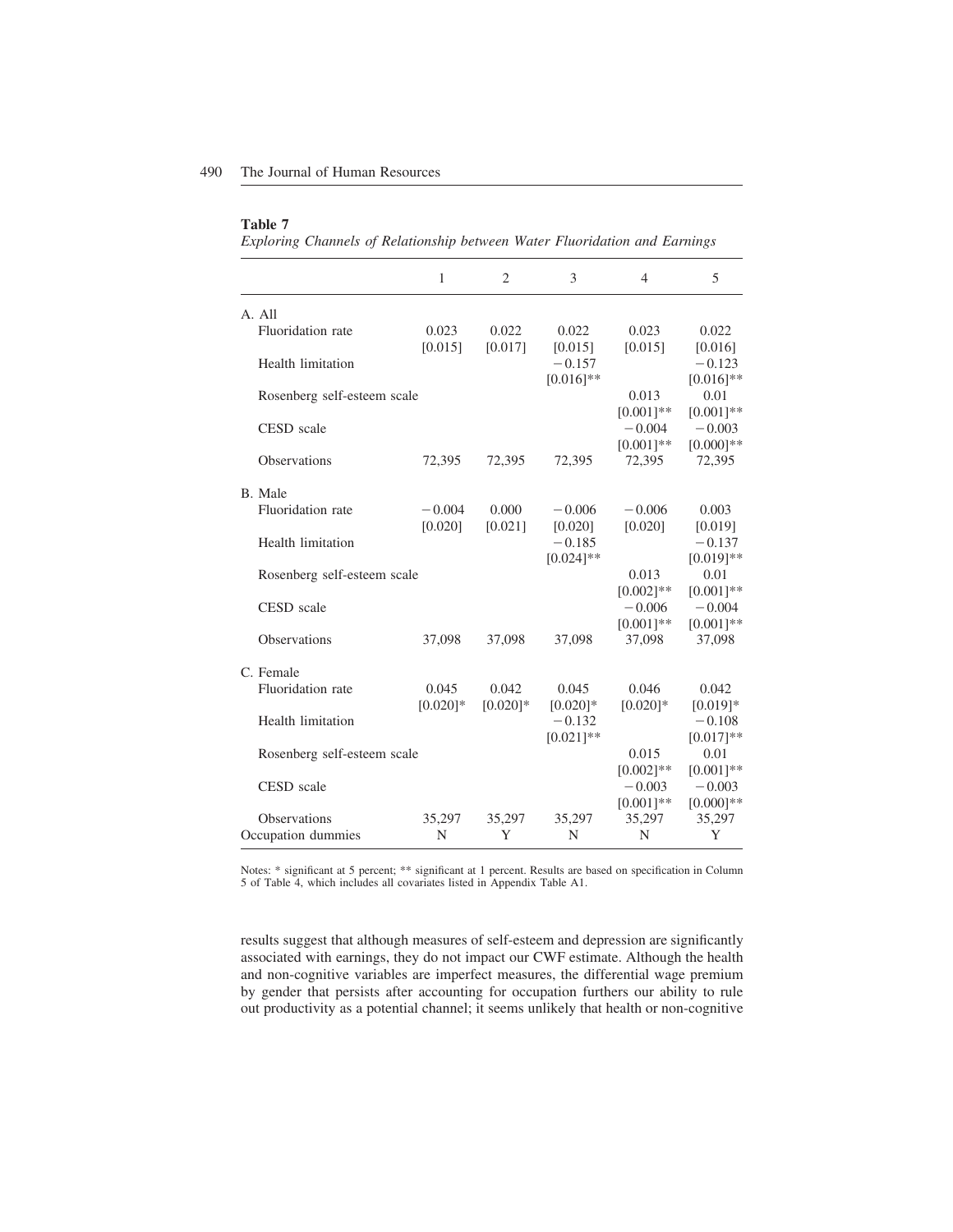**Table 7**

*Exploring Channels of Relationship between Water Fluoridation and Earnings*

| | 1 | 2 | 3 | 4 | 5 |
|---|---|---|---|---|---|
| A. All | | | | | |
| Fluoridation rate | 0.023 | 0.022 | 0.022 | 0.023 | 0.022 |
| | [0.015] | [0.017] | [0.015] | [0.015] | [0.016] |
| Health limitation | | | −0.157 | | −0.123 |
| | | | [0.016]** | | [0.016]** |
| Rosenberg self-esteem scale | | | | 0.013 | 0.01 |
| | | | | [0.001]** | [0.001]** |
| CESD scale | | | | −0.004 | −0.003 |
| | | | | [0.001]** | [0.000]** |
| Observations | 72,395 | 72,395 | 72,395 | 72,395 | 72,395 |
| B. Male | | | | | |
| Fluoridation rate | −0.004 | 0.000 | −0.006 | −0.006 | 0.003 |
| | [0.020] | [0.021] | [0.020] | [0.020] | [0.019] |
| Health limitation | | | −0.185 | | −0.137 |
| | | | [0.024]** | | [0.019]** |
| Rosenberg self-esteem scale | | | | 0.013 | 0.01 |
| | | | | [0.002]** | [0.001]** |
| CESD scale | | | | −0.006 | −0.004 |
| | | | | [0.001]** | [0.001]** |
| Observations | 37,098 | 37,098 | 37,098 | 37,098 | 37,098 |
| C. Female | | | | | |
| Fluoridation rate | 0.045 | 0.042 | 0.045 | 0.046 | 0.042 |
| | [0.020]* | [0.020]* | [0.020]* | [0.020]* | [0.019]* |
| Health limitation | | | −0.132 | | −0.108 |
| | | | [0.021]** | | [0.017]** |
| Rosenberg self-esteem scale | | | | 0.015 | 0.01 |
| | | | | [0.002]** | [0.001]** |
| CESD scale | | | | −0.003 | −0.003 |
| | | | | [0.001]** | [0.000]** |
| Observations | 35,297 | 35,297 | 35,297 | 35,297 | 35,297 |
| Occupation dummies | N | Y | N | N | Y |

Notes: * significant at 5 percent; ** significant at 1 percent. Results are based on specification in Column 5 of Table 4, which includes all covariates listed in Appendix Table A1.

results suggest that although measures of self-esteem and depression are significantly associated with earnings, they do not impact our CWF estimate. Although the health and non-cognitive variables are imperfect measures, the differential wage premium by gender that persists after accounting for occupation furthers our ability to rule out productivity as a potential channel; it seems unlikely that health or non-cognitive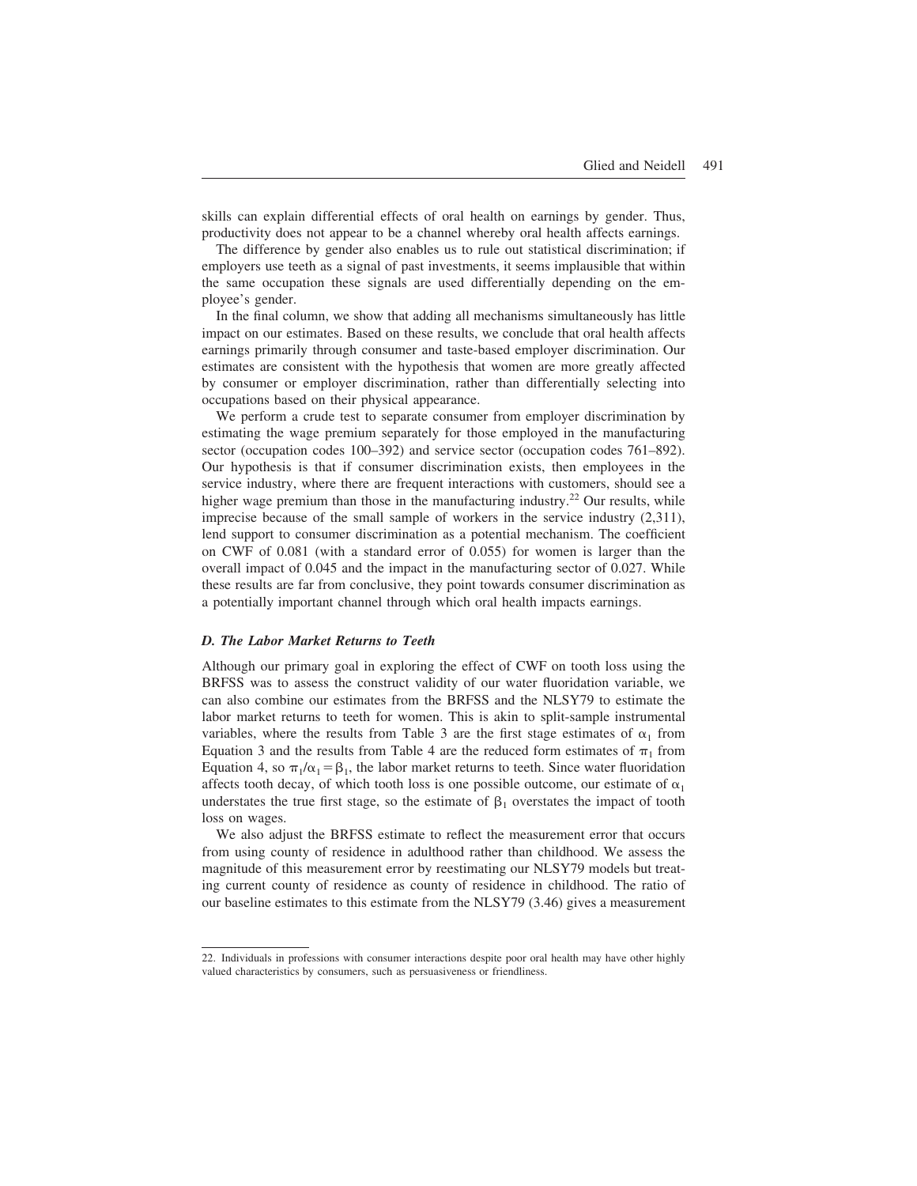skills can explain differential effects of oral health on earnings by gender. Thus, productivity does not appear to be a channel whereby oral health affects earnings.

The difference by gender also enables us to rule out statistical discrimination; if employers use teeth as a signal of past investments, it seems implausible that within the same occupation these signals are used differentially depending on the employee's gender.

In the final column, we show that adding all mechanisms simultaneously has little impact on our estimates. Based on these results, we conclude that oral health affects earnings primarily through consumer and taste-based employer discrimination. Our estimates are consistent with the hypothesis that women are more greatly affected by consumer or employer discrimination, rather than differentially selecting into occupations based on their physical appearance.

We perform a crude test to separate consumer from employer discrimination by estimating the wage premium separately for those employed in the manufacturing sector (occupation codes 100–392) and service sector (occupation codes 761–892). Our hypothesis is that if consumer discrimination exists, then employees in the service industry, where there are frequent interactions with customers, should see a higher wage premium than those in the manufacturing industry.[22] Our results, while imprecise because of the small sample of workers in the service industry (2,311), lend support to consumer discrimination as a potential mechanism. The coefficient on CWF of 0.081 (with a standard error of 0.055) for women is larger than the overall impact of 0.045 and the impact in the manufacturing sector of 0.027. While these results are far from conclusive, they point towards consumer discrimination as a potentially important channel through which oral health impacts earnings.

### *D. The Labor Market Returns to Teeth*

Although our primary goal in exploring the effect of CWF on tooth loss using the BRFSS was to assess the construct validity of our water fluoridation variable, we can also combine our estimates from the BRFSS and the NLSY79 to estimate the labor market returns to teeth for women. This is akin to split-sample instrumental variables, where the results from Table 3 are the first stage estimates of $\alpha_1$ from Equation 3 and the results from Table 4 are the reduced form estimates of $\pi_1$ from Equation 4, so $\pi_1/\alpha_1 = \beta_1$, the labor market returns to teeth. Since water fluoridation affects tooth decay, of which tooth loss is one possible outcome, our estimate of $\alpha_1$ understates the true first stage, so the estimate of $\beta_1$ overstates the impact of tooth loss on wages.

We also adjust the BRFSS estimate to reflect the measurement error that occurs from using county of residence in adulthood rather than childhood. We assess the magnitude of this measurement error by reestimating our NLSY79 models but treating current county of residence as county of residence in childhood. The ratio of our baseline estimates to this estimate from the NLSY79 (3.46) gives a measurement

22. Individuals in professions with consumer interactions despite poor oral health may have other highly valued characteristics by consumers, such as persuasiveness or friendliness.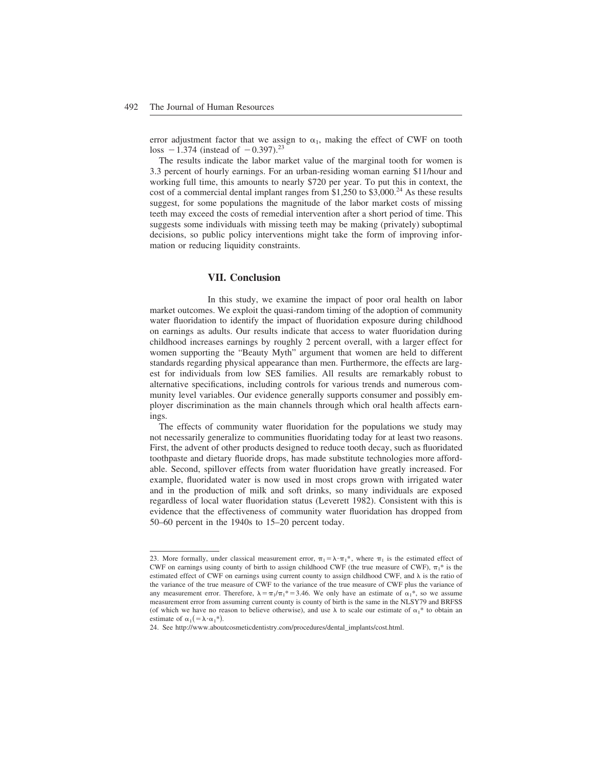error adjustment factor that we assign to $\alpha_1$, making the effect of CWF on tooth loss $-1.374$ (instead of $-0.397$).[23]

The results indicate the labor market value of the marginal tooth for women is 3.3 percent of hourly earnings. For an urban-residing woman earning \$11/hour and working full time, this amounts to nearly \$720 per year. To put this in context, the cost of a commercial dental implant ranges from \$1,250 to \$3,000.[24] As these results suggest, for some populations the magnitude of the labor market costs of missing teeth may exceed the costs of remedial intervention after a short period of time. This suggests some individuals with missing teeth may be making (privately) suboptimal decisions, so public policy interventions might take the form of improving information or reducing liquidity constraints.

## VII. Conclusion

In this study, we examine the impact of poor oral health on labor market outcomes. We exploit the quasi-random timing of the adoption of community water fluoridation to identify the impact of fluoridation exposure during childhood on earnings as adults. Our results indicate that access to water fluoridation during childhood increases earnings by roughly 2 percent overall, with a larger effect for women supporting the "Beauty Myth" argument that women are held to different standards regarding physical appearance than men. Furthermore, the effects are largest for individuals from low SES families. All results are remarkably robust to alternative specifications, including controls for various trends and numerous community level variables. Our evidence generally supports consumer and possibly employer discrimination as the main channels through which oral health affects earnings.

The effects of community water fluoridation for the populations we study may not necessarily generalize to communities fluoridating today for at least two reasons. First, the advent of other products designed to reduce tooth decay, such as fluoridated toothpaste and dietary fluoride drops, has made substitute technologies more affordable. Second, spillover effects from water fluoridation have greatly increased. For example, fluoridated water is now used in most crops grown with irrigated water and in the production of milk and soft drinks, so many individuals are exposed regardless of local water fluoridation status (Leverett 1982). Consistent with this is evidence that the effectiveness of community water fluoridation has dropped from 50–60 percent in the 1940s to 15–20 percent today.

---

23. More formally, under classical measurement error, $\pi_1 = \lambda \cdot \pi_1^*$, where $\pi_1$ is the estimated effect of CWF on earnings using county of birth to assign childhood CWF (the true measure of CWF), $\pi_1^*$ is the estimated effect of CWF on earnings using current county to assign childhood CWF, and $\lambda$ is the ratio of the variance of the true measure of CWF to the variance of the true measure of CWF plus the variance of any measurement error. Therefore, $\lambda = \pi_1/\pi_1^* = 3.46$. We only have an estimate of $\alpha_1^*$, so we assume measurement error from assuming current county is county of birth is the same in the NLSY79 and BRFSS (of which we have no reason to believe otherwise), and use $\lambda$ to scale our estimate of $\alpha_1^*$ to obtain an estimate of $\alpha_1 (= \lambda \cdot \alpha_1^*)$.

24. See http://www.aboutcosmeticdentistry.com/procedures/dental_implants/cost.html.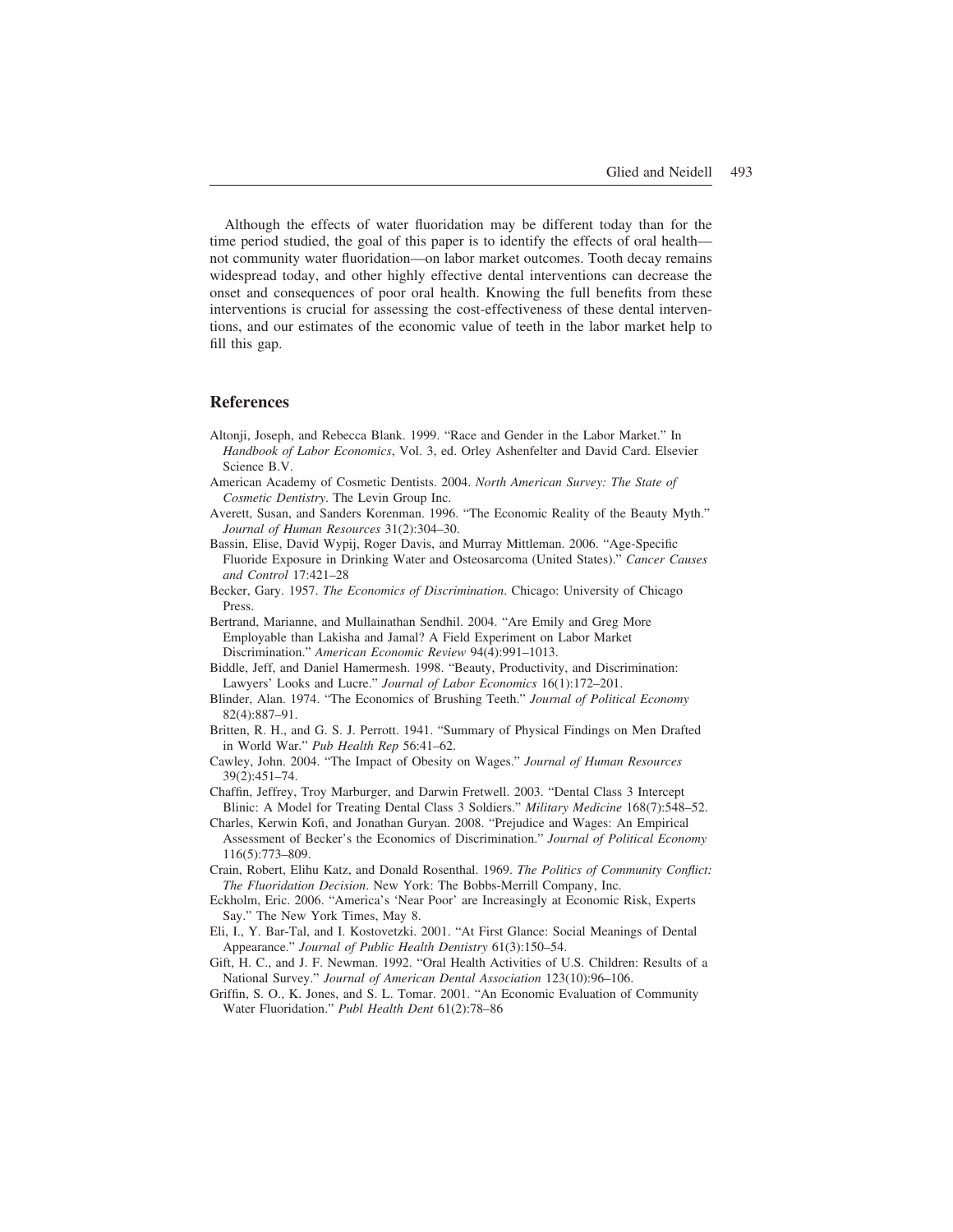Although the effects of water fluoridation may be different today than for the time period studied, the goal of this paper is to identify the effects of oral health—not community water fluoridation—on labor market outcomes. Tooth decay remains widespread today, and other highly effective dental interventions can decrease the onset and consequences of poor oral health. Knowing the full benefits from these interventions is crucial for assessing the cost-effectiveness of these dental interventions, and our estimates of the economic value of teeth in the labor market help to fill this gap.

## References

Altonji, Joseph, and Rebecca Blank. 1999. "Race and Gender in the Labor Market." In *Handbook of Labor Economics*, Vol. 3, ed. Orley Ashenfelter and David Card. Elsevier Science B.V.

American Academy of Cosmetic Dentists. 2004. *North American Survey: The State of Cosmetic Dentistry*. The Levin Group Inc.

Averett, Susan, and Sanders Korenman. 1996. "The Economic Reality of the Beauty Myth." *Journal of Human Resources* 31(2):304–30.

Bassin, Elise, David Wypij, Roger Davis, and Murray Mittleman. 2006. "Age-Specific Fluoride Exposure in Drinking Water and Osteosarcoma (United States)." *Cancer Causes and Control* 17:421–28

Becker, Gary. 1957. *The Economics of Discrimination*. Chicago: University of Chicago Press.

Bertrand, Marianne, and Mullainathan Sendhil. 2004. "Are Emily and Greg More Employable than Lakisha and Jamal? A Field Experiment on Labor Market Discrimination." *American Economic Review* 94(4):991–1013.

Biddle, Jeff, and Daniel Hamermesh. 1998. "Beauty, Productivity, and Discrimination: Lawyers' Looks and Lucre." *Journal of Labor Economics* 16(1):172–201.

Blinder, Alan. 1974. "The Economics of Brushing Teeth." *Journal of Political Economy* 82(4):887–91.

Britten, R. H., and G. S. J. Perrott. 1941. "Summary of Physical Findings on Men Drafted in World War." *Pub Health Rep* 56:41–62.

Cawley, John. 2004. "The Impact of Obesity on Wages." *Journal of Human Resources* 39(2):451–74.

Chaffin, Jeffrey, Troy Marburger, and Darwin Fretwell. 2003. "Dental Class 3 Intercept Blinic: A Model for Treating Dental Class 3 Soldiers." *Military Medicine* 168(7):548–52.

Charles, Kerwin Kofi, and Jonathan Guryan. 2008. "Prejudice and Wages: An Empirical Assessment of Becker's the Economics of Discrimination." *Journal of Political Economy* 116(5):773–809.

Crain, Robert, Elihu Katz, and Donald Rosenthal. 1969. *The Politics of Community Conflict: The Fluoridation Decision*. New York: The Bobbs-Merrill Company, Inc.

Eckholm, Eric. 2006. "America's 'Near Poor' are Increasingly at Economic Risk, Experts Say." The New York Times, May 8.

Eli, I., Y. Bar-Tal, and I. Kostovetzki. 2001. "At First Glance: Social Meanings of Dental Appearance." *Journal of Public Health Dentistry* 61(3):150–54.

Gift, H. C., and J. F. Newman. 1992. "Oral Health Activities of U.S. Children: Results of a National Survey." *Journal of American Dental Association* 123(10):96–106.

Griffin, S. O., K. Jones, and S. L. Tomar. 2001. "An Economic Evaluation of Community Water Fluoridation." *Publ Health Dent* 61(2):78–86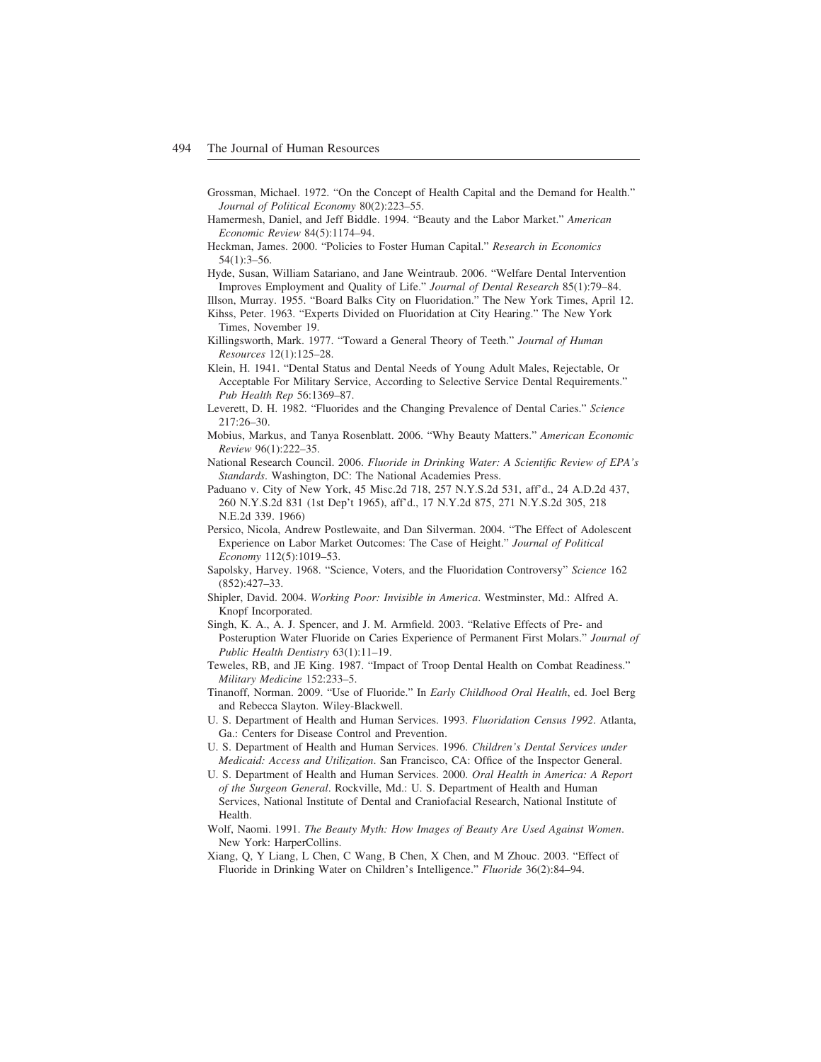Grossman, Michael. 1972. "On the Concept of Health Capital and the Demand for Health." *Journal of Political Economy* 80(2):223–55.

Hamermesh, Daniel, and Jeff Biddle. 1994. "Beauty and the Labor Market." *American Economic Review* 84(5):1174–94.

Heckman, James. 2000. "Policies to Foster Human Capital." *Research in Economics* 54(1):3–56.

Hyde, Susan, William Satariano, and Jane Weintraub. 2006. "Welfare Dental Intervention Improves Employment and Quality of Life." *Journal of Dental Research* 85(1):79–84.

Illson, Murray. 1955. "Board Balks City on Fluoridation." The New York Times, April 12.

Kihss, Peter. 1963. "Experts Divided on Fluoridation at City Hearing." The New York Times, November 19.

Killingsworth, Mark. 1977. "Toward a General Theory of Teeth." *Journal of Human Resources* 12(1):125–28.

Klein, H. 1941. "Dental Status and Dental Needs of Young Adult Males, Rejectable, Or Acceptable For Military Service, According to Selective Service Dental Requirements." *Pub Health Rep* 56:1369–87.

Leverett, D. H. 1982. "Fluorides and the Changing Prevalence of Dental Caries." *Science* 217:26–30.

Mobius, Markus, and Tanya Rosenblatt. 2006. "Why Beauty Matters." *American Economic Review* 96(1):222–35.

National Research Council. 2006. *Fluoride in Drinking Water: A Scientific Review of EPA's Standards*. Washington, DC: The National Academies Press.

Paduano v. City of New York, 45 Misc.2d 718, 257 N.Y.S.2d 531, aff'd., 24 A.D.2d 437, 260 N.Y.S.2d 831 (1st Dep't 1965), aff'd., 17 N.Y.2d 875, 271 N.Y.S.2d 305, 218 N.E.2d 339. 1966)

Persico, Nicola, Andrew Postlewaite, and Dan Silverman. 2004. "The Effect of Adolescent Experience on Labor Market Outcomes: The Case of Height." *Journal of Political Economy* 112(5):1019–53.

Sapolsky, Harvey. 1968. "Science, Voters, and the Fluoridation Controversy" *Science* 162 (852):427–33.

Shipler, David. 2004. *Working Poor: Invisible in America*. Westminster, Md.: Alfred A. Knopf Incorporated.

Singh, K. A., A. J. Spencer, and J. M. Armfield. 2003. "Relative Effects of Pre- and Posteruption Water Fluoride on Caries Experience of Permanent First Molars." *Journal of Public Health Dentistry* 63(1):11–19.

Teweles, RB, and JE King. 1987. "Impact of Troop Dental Health on Combat Readiness." *Military Medicine* 152:233–5.

Tinanoff, Norman. 2009. "Use of Fluoride." In *Early Childhood Oral Health*, ed. Joel Berg and Rebecca Slayton. Wiley-Blackwell.

U. S. Department of Health and Human Services. 1993. *Fluoridation Census 1992*. Atlanta, Ga.: Centers for Disease Control and Prevention.

U. S. Department of Health and Human Services. 1996. *Children's Dental Services under Medicaid: Access and Utilization*. San Francisco, CA: Office of the Inspector General.

U. S. Department of Health and Human Services. 2000. *Oral Health in America: A Report of the Surgeon General*. Rockville, Md.: U. S. Department of Health and Human Services, National Institute of Dental and Craniofacial Research, National Institute of Health.

Wolf, Naomi. 1991. *The Beauty Myth: How Images of Beauty Are Used Against Women*. New York: HarperCollins.

Xiang, Q, Y Liang, L Chen, C Wang, B Chen, X Chen, and M Zhouc. 2003. "Effect of Fluoride in Drinking Water on Children's Intelligence." *Fluoride* 36(2):84–94.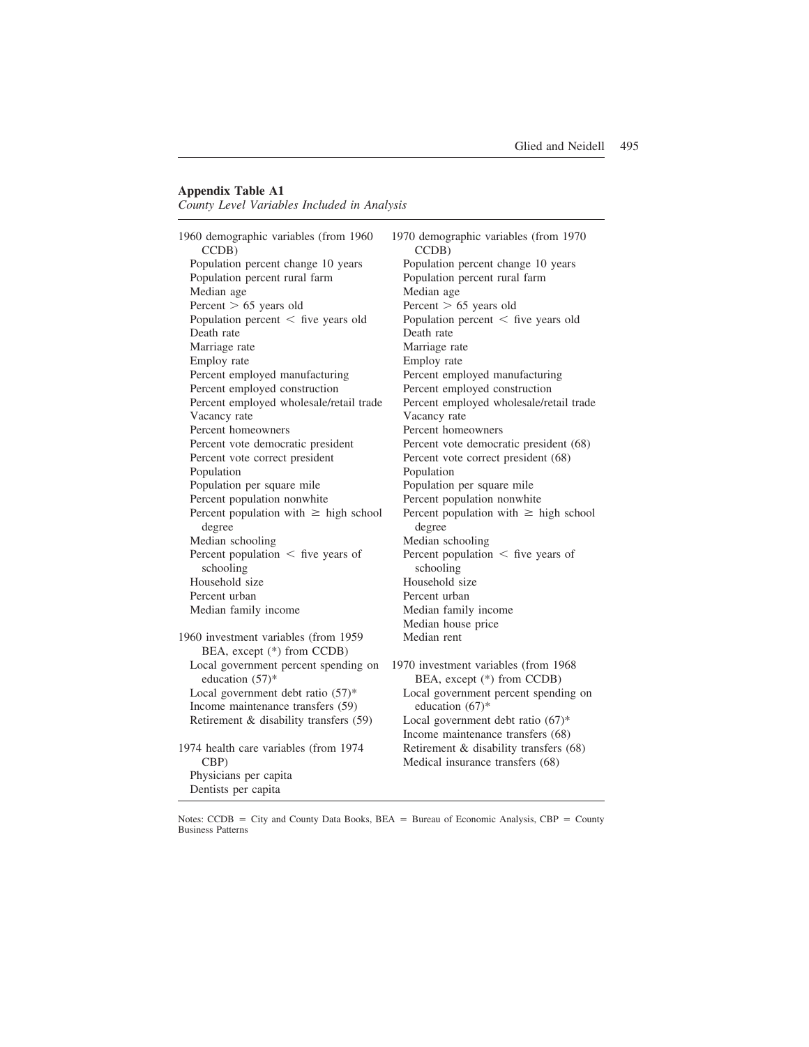**Appendix Table A1**

*County Level Variables Included in Analysis*

1960 demographic variables (from 1960 CCDB)

- Population percent change 10 years
- Population percent rural farm
- Median age
- Percent > 65 years old
- Population percent < five years old
- Death rate
- Marriage rate
- Employ rate
- Percent employed manufacturing
- Percent employed construction
- Percent employed wholesale/retail trade
- Vacancy rate
- Percent homeowners
- Percent vote democratic president
- Percent vote correct president
- Population
- Population per square mile
- Percent population nonwhite
- Percent population with ≥ high school degree
- Median schooling
- Percent population < five years of schooling
- Household size
- Percent urban
- Median family income

1960 investment variables (from 1959 BEA, except (*) from CCDB)

- Local government percent spending on education (57)*
- Local government debt ratio (57)*
- Income maintenance transfers (59)
- Retirement & disability transfers (59)

1974 health care variables (from 1974 CBP)

- Physicians per capita
- Dentists per capita

1970 demographic variables (from 1970 CCDB)

- Population percent change 10 years
- Population percent rural farm
- Median age
- Percent > 65 years old
- Population percent < five years old
- Death rate
- Marriage rate
- Employ rate
- Percent employed manufacturing
- Percent employed construction
- Percent employed wholesale/retail trade
- Vacancy rate
- Percent homeowners
- Percent vote democratic president (68)
- Percent vote correct president (68)
- Population
- Population per square mile
- Percent population nonwhite
- Percent population with ≥ high school degree
- Median schooling
- Percent population < five years of schooling
- Household size
- Percent urban
- Median family income
- Median house price
- Median rent

1970 investment variables (from 1968 BEA, except (*) from CCDB)

- Local government percent spending on education (67)*
- Local government debt ratio (67)*
- Income maintenance transfers (68)
- Retirement & disability transfers (68)
- Medical insurance transfers (68)

Notes: CCDB = City and County Data Books, BEA = Bureau of Economic Analysis, CBP = County Business Patterns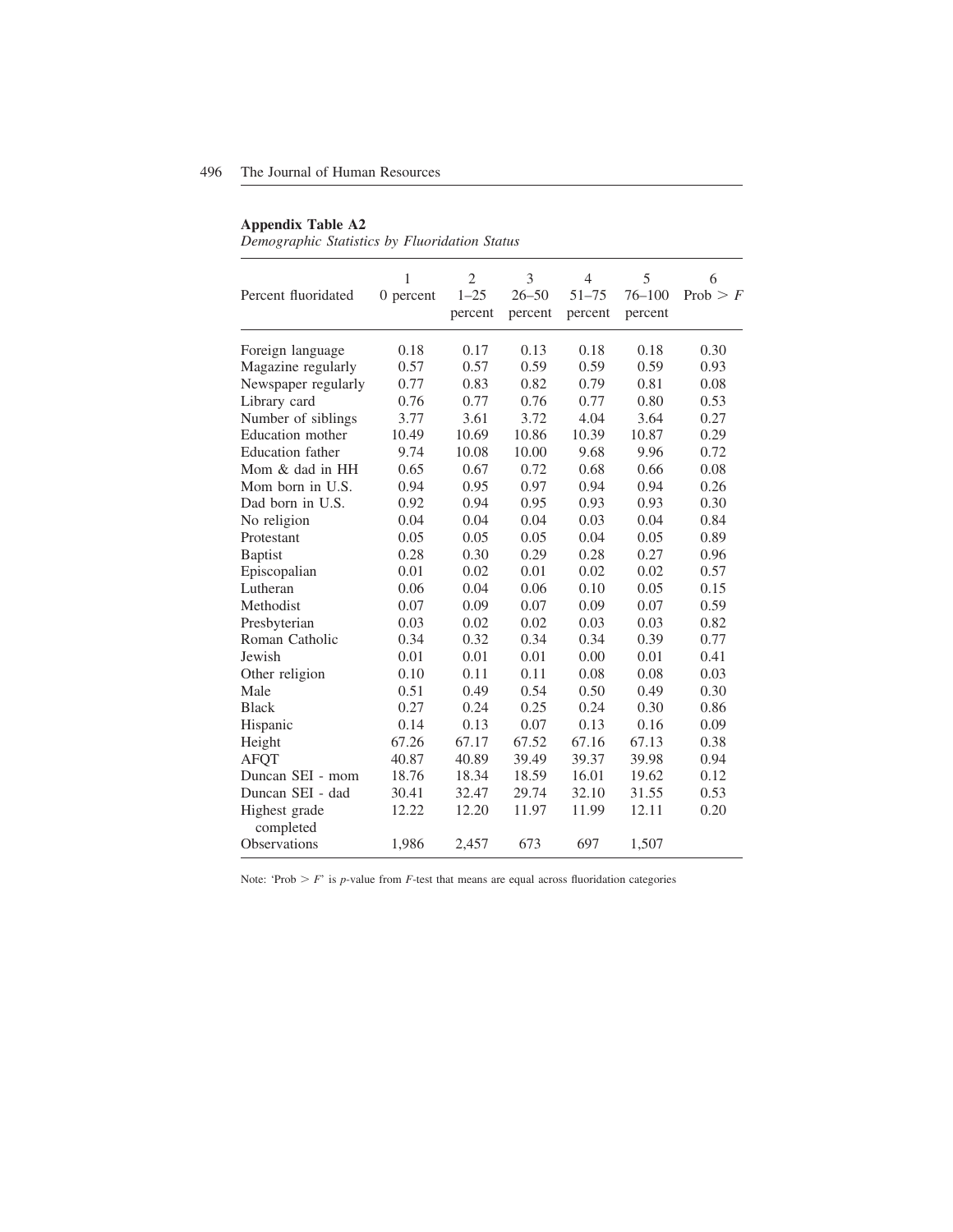**Appendix Table A2**

*Demographic Statistics by Fluoridation Status*

| Percent fluoridated | 1<br>0 percent | 2<br>1–25 percent | 3<br>26–50 percent | 4<br>51–75 percent | 5<br>76–100 percent | 6<br>Prob > *F* |
|---|---|---|---|---|---|---|
| Foreign language | 0.18 | 0.17 | 0.13 | 0.18 | 0.18 | 0.30 |
| Magazine regularly | 0.57 | 0.57 | 0.59 | 0.59 | 0.59 | 0.93 |
| Newspaper regularly | 0.77 | 0.83 | 0.82 | 0.79 | 0.81 | 0.08 |
| Library card | 0.76 | 0.77 | 0.76 | 0.77 | 0.80 | 0.53 |
| Number of siblings | 3.77 | 3.61 | 3.72 | 4.04 | 3.64 | 0.27 |
| Education mother | 10.49 | 10.69 | 10.86 | 10.39 | 10.87 | 0.29 |
| Education father | 9.74 | 10.08 | 10.00 | 9.68 | 9.96 | 0.72 |
| Mom & dad in HH | 0.65 | 0.67 | 0.72 | 0.68 | 0.66 | 0.08 |
| Mom born in U.S. | 0.94 | 0.95 | 0.97 | 0.94 | 0.94 | 0.26 |
| Dad born in U.S. | 0.92 | 0.94 | 0.95 | 0.93 | 0.93 | 0.30 |
| No religion | 0.04 | 0.04 | 0.04 | 0.03 | 0.04 | 0.84 |
| Protestant | 0.05 | 0.05 | 0.05 | 0.04 | 0.05 | 0.89 |
| Baptist | 0.28 | 0.30 | 0.29 | 0.28 | 0.27 | 0.96 |
| Episcopalian | 0.01 | 0.02 | 0.01 | 0.02 | 0.02 | 0.57 |
| Lutheran | 0.06 | 0.04 | 0.06 | 0.10 | 0.05 | 0.15 |
| Methodist | 0.07 | 0.09 | 0.07 | 0.09 | 0.07 | 0.59 |
| Presbyterian | 0.03 | 0.02 | 0.02 | 0.03 | 0.03 | 0.82 |
| Roman Catholic | 0.34 | 0.32 | 0.34 | 0.34 | 0.39 | 0.77 |
| Jewish | 0.01 | 0.01 | 0.01 | 0.00 | 0.01 | 0.41 |
| Other religion | 0.10 | 0.11 | 0.11 | 0.08 | 0.08 | 0.03 |
| Male | 0.51 | 0.49 | 0.54 | 0.50 | 0.49 | 0.30 |
| Black | 0.27 | 0.24 | 0.25 | 0.24 | 0.30 | 0.86 |
| Hispanic | 0.14 | 0.13 | 0.07 | 0.13 | 0.16 | 0.09 |
| Height | 67.26 | 67.17 | 67.52 | 67.16 | 67.13 | 0.38 |
| AFQT | 40.87 | 40.89 | 39.49 | 39.37 | 39.98 | 0.94 |
| Duncan SEI - mom | 18.76 | 18.34 | 18.59 | 16.01 | 19.62 | 0.12 |
| Duncan SEI - dad | 30.41 | 32.47 | 29.74 | 32.10 | 31.55 | 0.53 |
| Highest grade completed | 12.22 | 12.20 | 11.97 | 11.99 | 12.11 | 0.20 |
| Observations | 1,986 | 2,457 | 673 | 697 | 1,507 | |

Note: 'Prob > *F*' is *p*-value from *F*-test that means are equal across fluoridation categories